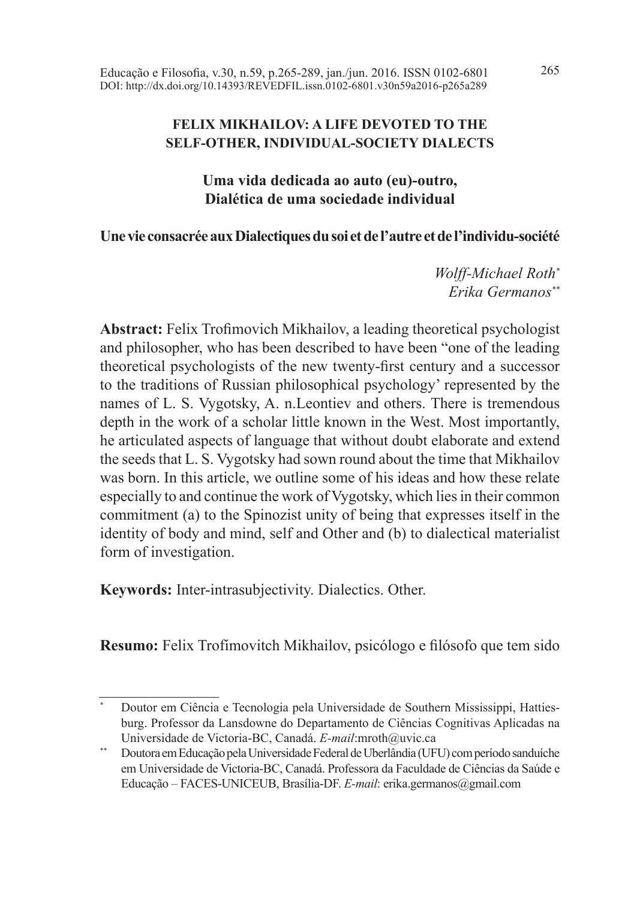# FELIX MIKHAILOV: A LIFE DEVOTED TO THE SELF-OTHER, INDIVIDUAL-SOCIETY DIALECTS

## Uma vida dedicada ao auto (eu)-outro, Dialética de uma sociedade individual

## Une vie consacrée aux Dialectiques du soi et de l'autre et de l'individu-société

*Wolff-Michael Roth*[*]
*Erika Germanos*[**]

**Abstract:** Felix Trofimovich Mikhailov, a leading theoretical psychologist and philosopher, who has been described to have been "one of the leading theoretical psychologists of the new twenty-first century and a successor to the traditions of Russian philosophical psychology' represented by the names of L. S. Vygotsky, A. n.Leontiev and others. There is tremendous depth in the work of a scholar little known in the West. Most importantly, he articulated aspects of language that without doubt elaborate and extend the seeds that L. S. Vygotsky had sown round about the time that Mikhailov was born. In this article, we outline some of his ideas and how these relate especially to and continue the work of Vygotsky, which lies in their common commitment (a) to the Spinozist unity of being that expresses itself in the identity of body and mind, self and Other and (b) to dialectical materialist form of investigation.

**Keywords:** Inter-intrasubjectivity. Dialectics. Other.

**Resumo:** Felix Trofímovitch Mikhailov, psicólogo e filósofo que tem sido

---

[*] Doutor em Ciência e Tecnologia pela Universidade de Southern Mississippi, Hattiesburg. Professor da Lansdowne do Departamento de Ciências Cognitivas Aplicadas na Universidade de Victoria-BC, Canadá. *E-mail*:mroth@uvic.ca

[**] Doutora em Educação pela Universidade Federal de Uberlândia (UFU) com período sanduíche em Universidade de Victoria-BC, Canadá. Professora da Faculdade de Ciências da Saúde e Educação – FACES-UNICEUB, Brasília-DF. *E-mail*: erika.germanos@gmail.com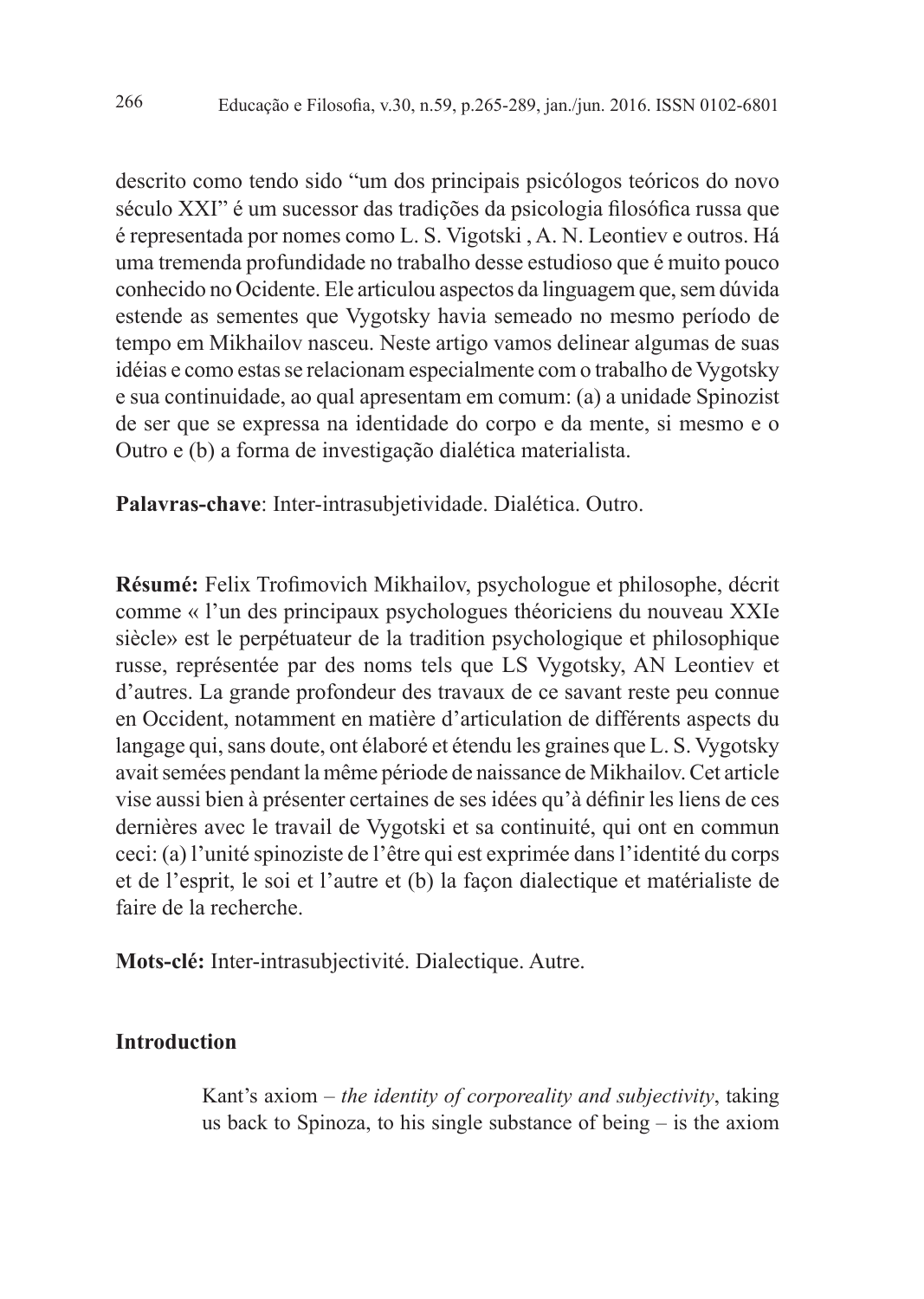descrito como tendo sido “um dos principais psicólogos teóricos do novo século XXI” é um sucessor das tradições da psicologia filosófica russa que é representada por nomes como L. S. Vigotski , A. N. Leontiev e outros. Há uma tremenda profundidade no trabalho desse estudioso que é muito pouco conhecido no Ocidente. Ele articulou aspectos da linguagem que, sem dúvida estende as sementes que Vygotsky havia semeado no mesmo período de tempo em Mikhailov nasceu. Neste artigo vamos delinear algumas de suas idéias e como estas se relacionam especialmente com o trabalho de Vygotsky e sua continuidade, ao qual apresentam em comum: (a) a unidade Spinozist de ser que se expressa na identidade do corpo e da mente, si mesmo e o Outro e (b) a forma de investigação dialética materialista.

**Palavras-chave**: Inter-intrasubjetividade. Dialética. Outro.

**Résumé:** Felix Trofimovich Mikhailov, psychologue et philosophe, décrit comme « l’un des principaux psychologues théoriciens du nouveau XXIe siècle» est le perpétuateur de la tradition psychologique et philosophique russe, représentée par des noms tels que LS Vygotsky, AN Leontiev et d’autres. La grande profondeur des travaux de ce savant reste peu connue en Occident, notamment en matière d’articulation de différents aspects du langage qui, sans doute, ont élaboré et étendu les graines que L. S. Vygotsky avait semées pendant la même période de naissance de Mikhailov. Cet article vise aussi bien à présenter certaines de ses idées qu’à définir les liens de ces dernières avec le travail de Vygotski et sa continuité, qui ont en commun ceci: (a) l’unité spinoziste de l’être qui est exprimée dans l’identité du corps et de l’esprit, le soi et l’autre et (b) la façon dialectique et matérialiste de faire de la recherche.

**Mots-clé:** Inter-intrasubjectivité. Dialectique. Autre.

## Introduction

> Kant’s axiom – *the identity of corporeality and subjectivity*, taking us back to Spinoza, to his single substance of being – is the axiom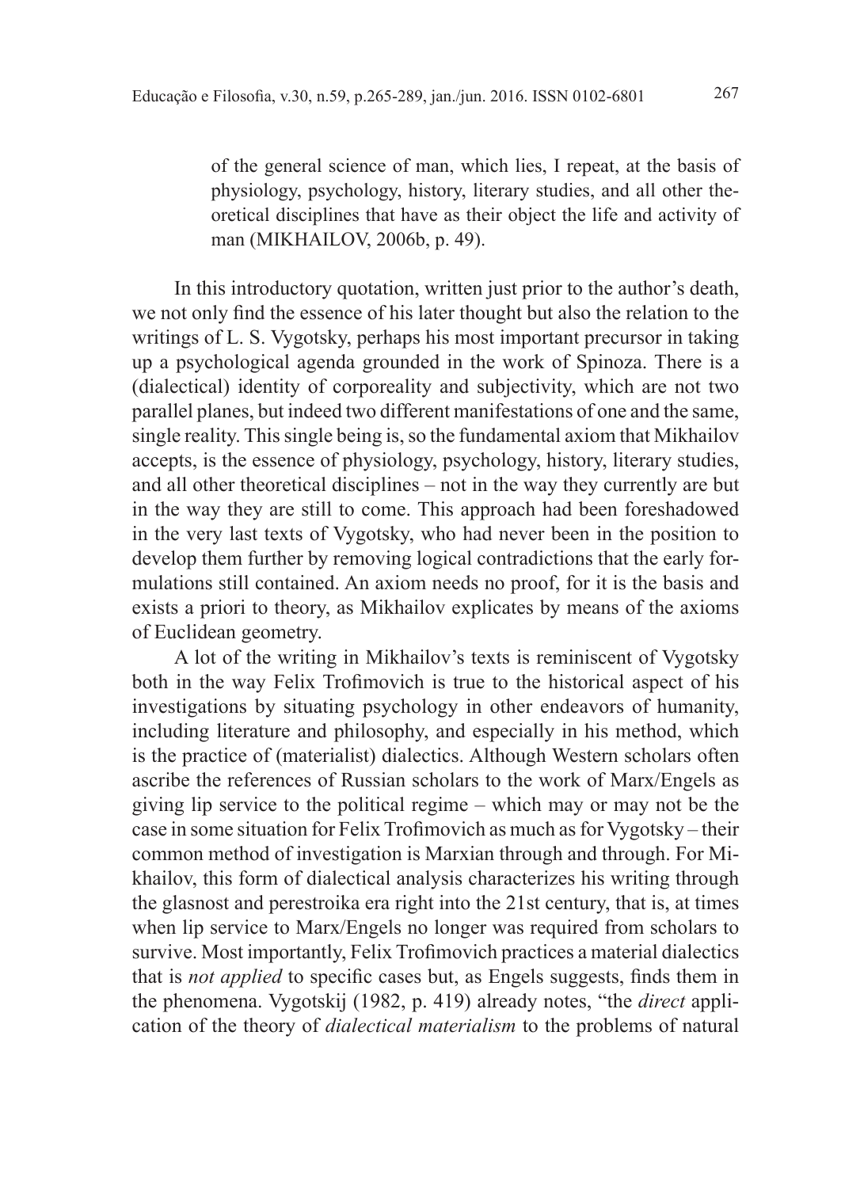> of the general science of man, which lies, I repeat, at the basis of physiology, psychology, history, literary studies, and all other theoretical disciplines that have as their object the life and activity of man (MIKHAILOV, 2006b, p. 49).

In this introductory quotation, written just prior to the author's death, we not only find the essence of his later thought but also the relation to the writings of L. S. Vygotsky, perhaps his most important precursor in taking up a psychological agenda grounded in the work of Spinoza. There is a (dialectical) identity of corporeality and subjectivity, which are not two parallel planes, but indeed two different manifestations of one and the same, single reality. This single being is, so the fundamental axiom that Mikhailov accepts, is the essence of physiology, psychology, history, literary studies, and all other theoretical disciplines – not in the way they currently are but in the way they are still to come. This approach had been foreshadowed in the very last texts of Vygotsky, who had never been in the position to develop them further by removing logical contradictions that the early formulations still contained. An axiom needs no proof, for it is the basis and exists a priori to theory, as Mikhailov explicates by means of the axioms of Euclidean geometry.

A lot of the writing in Mikhailov's texts is reminiscent of Vygotsky both in the way Felix Trofimovich is true to the historical aspect of his investigations by situating psychology in other endeavors of humanity, including literature and philosophy, and especially in his method, which is the practice of (materialist) dialectics. Although Western scholars often ascribe the references of Russian scholars to the work of Marx/Engels as giving lip service to the political regime – which may or may not be the case in some situation for Felix Trofimovich as much as for Vygotsky – their common method of investigation is Marxian through and through. For Mikhailov, this form of dialectical analysis characterizes his writing through the glasnost and perestroika era right into the 21st century, that is, at times when lip service to Marx/Engels no longer was required from scholars to survive. Most importantly, Felix Trofimovich practices a material dialectics that is *not applied* to specific cases but, as Engels suggests, finds them in the phenomena. Vygotskij (1982, p. 419) already notes, "the *direct* application of the theory of *dialectical materialism* to the problems of natural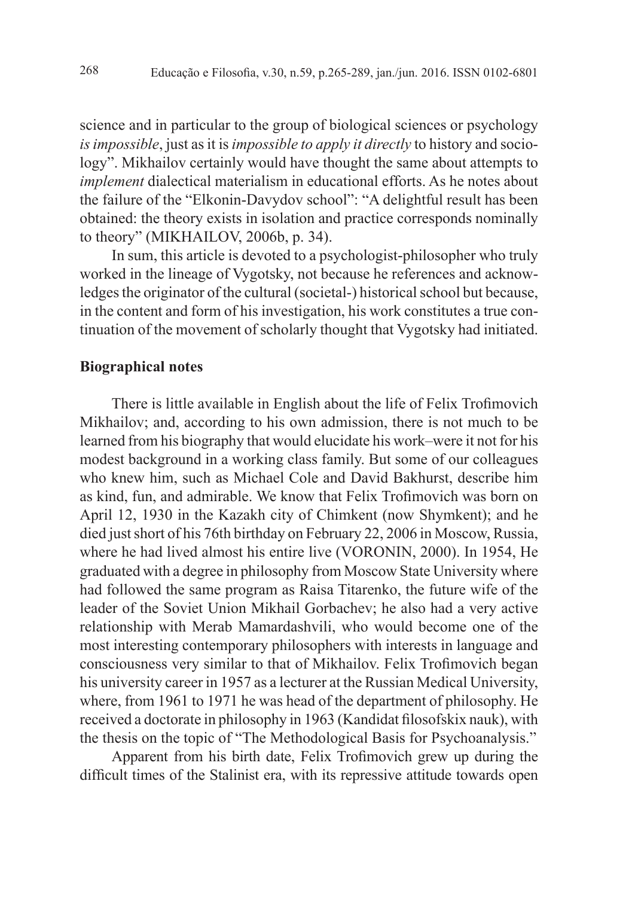science and in particular to the group of biological sciences or psychology *is impossible*, just as it is *impossible to apply it directly* to history and sociology". Mikhailov certainly would have thought the same about attempts to *implement* dialectical materialism in educational efforts. As he notes about the failure of the "Elkonin-Davydov school": "A delightful result has been obtained: the theory exists in isolation and practice corresponds nominally to theory" (MIKHAILOV, 2006b, p. 34).

In sum, this article is devoted to a psychologist-philosopher who truly worked in the lineage of Vygotsky, not because he references and acknowledges the originator of the cultural (societal-) historical school but because, in the content and form of his investigation, his work constitutes a true continuation of the movement of scholarly thought that Vygotsky had initiated.

**Biographical notes**

There is little available in English about the life of Felix Trofimovich Mikhailov; and, according to his own admission, there is not much to be learned from his biography that would elucidate his work–were it not for his modest background in a working class family. But some of our colleagues who knew him, such as Michael Cole and David Bakhurst, describe him as kind, fun, and admirable. We know that Felix Trofimovich was born on April 12, 1930 in the Kazakh city of Chimkent (now Shymkent); and he died just short of his 76th birthday on February 22, 2006 in Moscow, Russia, where he had lived almost his entire live (VORONIN, 2000). In 1954, He graduated with a degree in philosophy from Moscow State University where had followed the same program as Raisa Titarenko, the future wife of the leader of the Soviet Union Mikhail Gorbachev; he also had a very active relationship with Merab Mamardashvili, who would become one of the most interesting contemporary philosophers with interests in language and consciousness very similar to that of Mikhailov. Felix Trofimovich began his university career in 1957 as a lecturer at the Russian Medical University, where, from 1961 to 1971 he was head of the department of philosophy. He received a doctorate in philosophy in 1963 (Kandidat filosofskix nauk), with the thesis on the topic of "The Methodological Basis for Psychoanalysis."

Apparent from his birth date, Felix Trofimovich grew up during the difficult times of the Stalinist era, with its repressive attitude towards open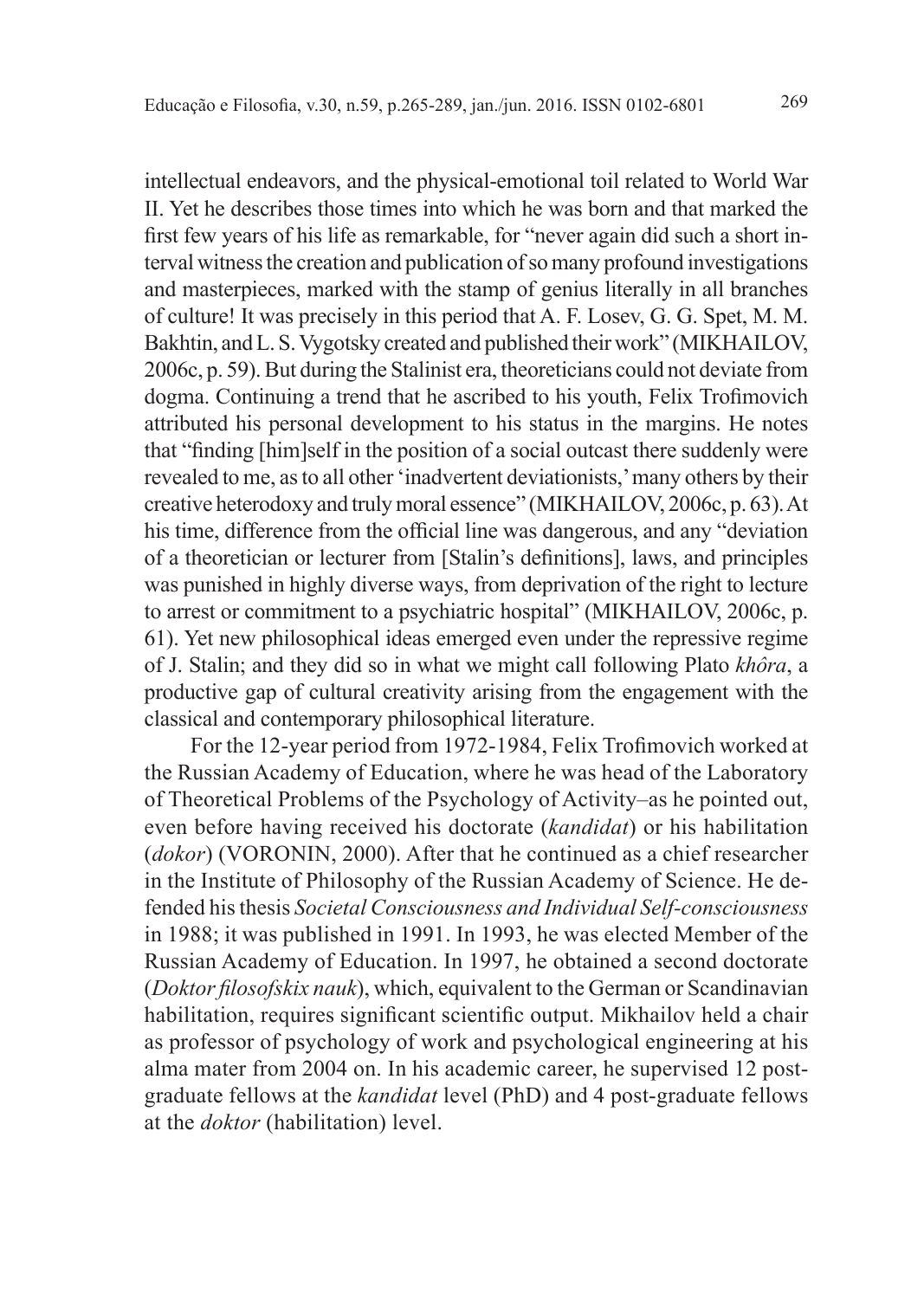intellectual endeavors, and the physical-emotional toil related to World War II. Yet he describes those times into which he was born and that marked the first few years of his life as remarkable, for "never again did such a short interval witness the creation and publication of so many profound investigations and masterpieces, marked with the stamp of genius literally in all branches of culture! It was precisely in this period that A. F. Losev, G. G. Spet, M. M. Bakhtin, and L. S. Vygotsky created and published their work" (MIKHAILOV, 2006c, p. 59). But during the Stalinist era, theoreticians could not deviate from dogma. Continuing a trend that he ascribed to his youth, Felix Trofimovich attributed his personal development to his status in the margins. He notes that "finding [him]self in the position of a social outcast there suddenly were revealed to me, as to all other 'inadvertent deviationists,' many others by their creative heterodoxy and truly moral essence" (MIKHAILOV, 2006c, p. 63). At his time, difference from the official line was dangerous, and any "deviation of a theoretician or lecturer from [Stalin's definitions], laws, and principles was punished in highly diverse ways, from deprivation of the right to lecture to arrest or commitment to a psychiatric hospital" (MIKHAILOV, 2006c, p. 61). Yet new philosophical ideas emerged even under the repressive regime of J. Stalin; and they did so in what we might call following Plato *khôra*, a productive gap of cultural creativity arising from the engagement with the classical and contemporary philosophical literature.

For the 12-year period from 1972-1984, Felix Trofimovich worked at the Russian Academy of Education, where he was head of the Laboratory of Theoretical Problems of the Psychology of Activity–as he pointed out, even before having received his doctorate (*kandidat*) or his habilitation (*dokor*) (VORONIN, 2000). After that he continued as a chief researcher in the Institute of Philosophy of the Russian Academy of Science. He defended his thesis *Societal Consciousness and Individual Self-consciousness* in 1988; it was published in 1991. In 1993, he was elected Member of the Russian Academy of Education. In 1997, he obtained a second doctorate (*Doktor filosofskix nauk*), which, equivalent to the German or Scandinavian habilitation, requires significant scientific output. Mikhailov held a chair as professor of psychology of work and psychological engineering at his alma mater from 2004 on. In his academic career, he supervised 12 post-graduate fellows at the *kandidat* level (PhD) and 4 post-graduate fellows at the *doktor* (habilitation) level.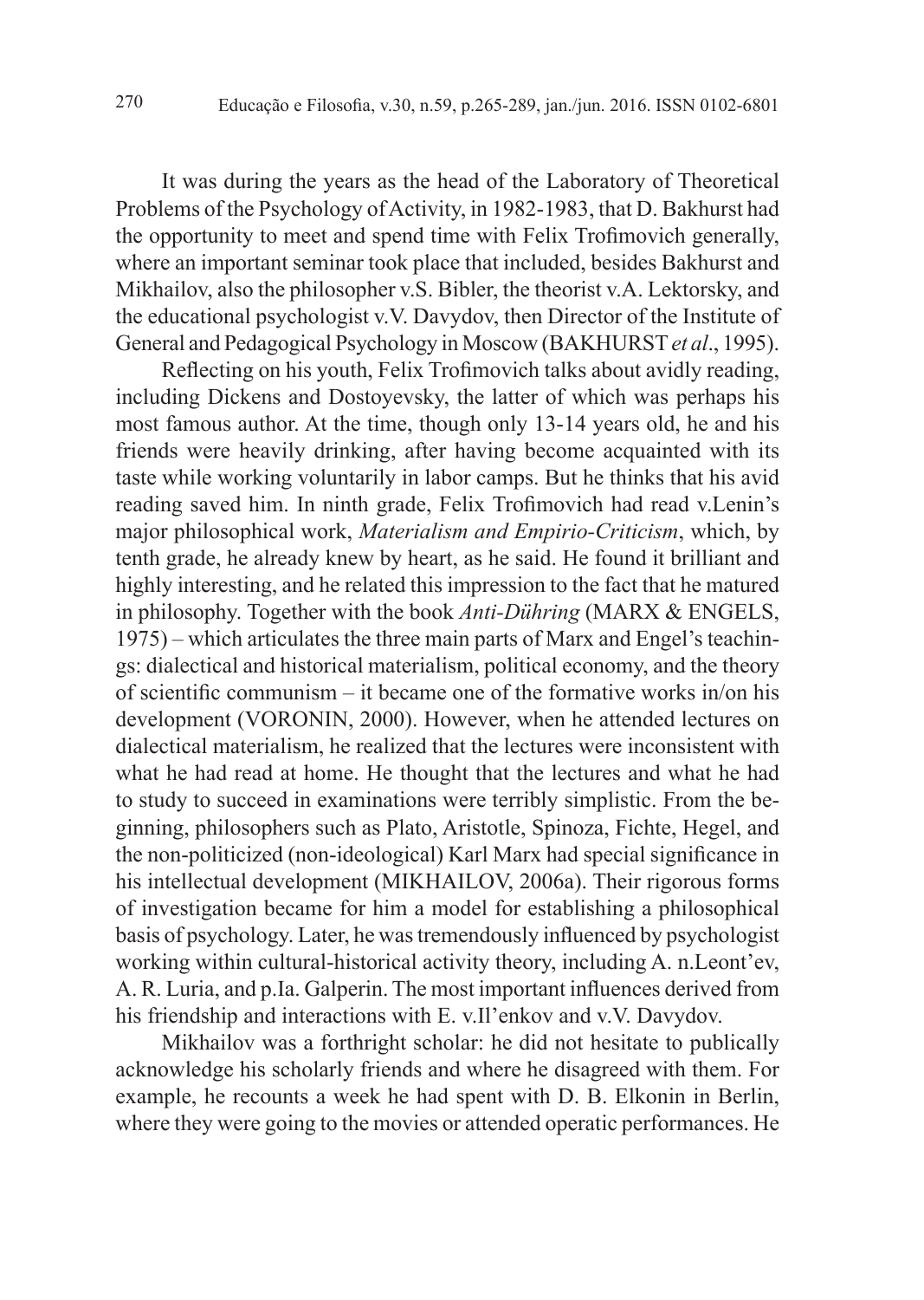It was during the years as the head of the Laboratory of Theoretical Problems of the Psychology of Activity, in 1982-1983, that D. Bakhurst had the opportunity to meet and spend time with Felix Trofimovich generally, where an important seminar took place that included, besides Bakhurst and Mikhailov, also the philosopher v.S. Bibler, the theorist v.A. Lektorsky, and the educational psychologist v.V. Davydov, then Director of the Institute of General and Pedagogical Psychology in Moscow (BAKHURST *et al*., 1995).

Reflecting on his youth, Felix Trofimovich talks about avidly reading, including Dickens and Dostoyevsky, the latter of which was perhaps his most famous author. At the time, though only 13-14 years old, he and his friends were heavily drinking, after having become acquainted with its taste while working voluntarily in labor camps. But he thinks that his avid reading saved him. In ninth grade, Felix Trofimovich had read v.Lenin's major philosophical work, *Materialism and Empirio-Criticism*, which, by tenth grade, he already knew by heart, as he said. He found it brilliant and highly interesting, and he related this impression to the fact that he matured in philosophy. Together with the book *Anti-Dühring* (MARX & ENGELS, 1975) – which articulates the three main parts of Marx and Engel's teachings: dialectical and historical materialism, political economy, and the theory of scientific communism – it became one of the formative works in/on his development (VORONIN, 2000). However, when he attended lectures on dialectical materialism, he realized that the lectures were inconsistent with what he had read at home. He thought that the lectures and what he had to study to succeed in examinations were terribly simplistic. From the beginning, philosophers such as Plato, Aristotle, Spinoza, Fichte, Hegel, and the non-politicized (non-ideological) Karl Marx had special significance in his intellectual development (MIKHAILOV, 2006a). Their rigorous forms of investigation became for him a model for establishing a philosophical basis of psychology. Later, he was tremendously influenced by psychologist working within cultural-historical activity theory, including A. n.Leont'ev, A. R. Luria, and p.Ia. Galperin. The most important influences derived from his friendship and interactions with E. v.Il'enkov and v.V. Davydov.

Mikhailov was a forthright scholar: he did not hesitate to publically acknowledge his scholarly friends and where he disagreed with them. For example, he recounts a week he had spent with D. B. Elkonin in Berlin, where they were going to the movies or attended operatic performances. He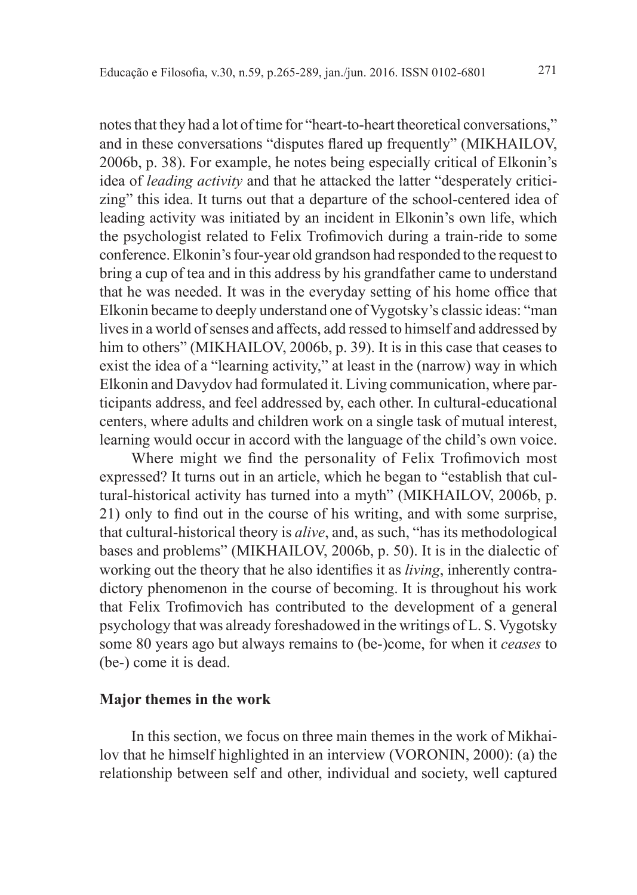notes that they had a lot of time for "heart-to-heart theoretical conversations," and in these conversations "disputes flared up frequently" (MIKHAILOV, 2006b, p. 38). For example, he notes being especially critical of Elkonin's idea of *leading activity* and that he attacked the latter "desperately criticizing" this idea. It turns out that a departure of the school-centered idea of leading activity was initiated by an incident in Elkonin's own life, which the psychologist related to Felix Trofimovich during a train-ride to some conference. Elkonin's four-year old grandson had responded to the request to bring a cup of tea and in this address by his grandfather came to understand that he was needed. It was in the everyday setting of his home office that Elkonin became to deeply understand one of Vygotsky's classic ideas: "man lives in a world of senses and affects, add ressed to himself and addressed by him to others" (MIKHAILOV, 2006b, p. 39). It is in this case that ceases to exist the idea of a "learning activity," at least in the (narrow) way in which Elkonin and Davydov had formulated it. Living communication, where participants address, and feel addressed by, each other. In cultural-educational centers, where adults and children work on a single task of mutual interest, learning would occur in accord with the language of the child's own voice.

Where might we find the personality of Felix Trofimovich most expressed? It turns out in an article, which he began to "establish that cultural-historical activity has turned into a myth" (MIKHAILOV, 2006b, p. 21) only to find out in the course of his writing, and with some surprise, that cultural-historical theory is *alive*, and, as such, "has its methodological bases and problems" (MIKHAILOV, 2006b, p. 50). It is in the dialectic of working out the theory that he also identifies it as *living*, inherently contradictory phenomenon in the course of becoming. It is throughout his work that Felix Trofimovich has contributed to the development of a general psychology that was already foreshadowed in the writings of L. S. Vygotsky some 80 years ago but always remains to (be-)come, for when it *ceases* to (be-) come it is dead.

## Major themes in the work

In this section, we focus on three main themes in the work of Mikhailov that he himself highlighted in an interview (VORONIN, 2000): (a) the relationship between self and other, individual and society, well captured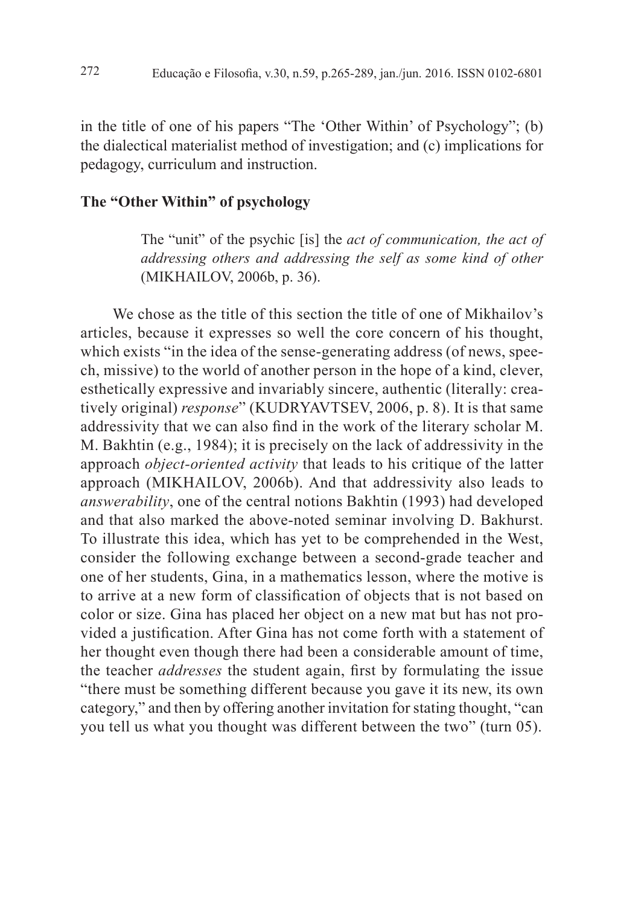in the title of one of his papers "The 'Other Within' of Psychology"; (b) the dialectical materialist method of investigation; and (c) implications for pedagogy, curriculum and instruction.

## The "Other Within" of psychology

> The "unit" of the psychic [is] the *act of communication, the act of addressing others and addressing the self as some kind of other* (MIKHAILOV, 2006b, p. 36).

We chose as the title of this section the title of one of Mikhailov's articles, because it expresses so well the core concern of his thought, which exists "in the idea of the sense-generating address (of news, speech, missive) to the world of another person in the hope of a kind, clever, esthetically expressive and invariably sincere, authentic (literally: creatively original) *response*" (KUDRYAVTSEV, 2006, p. 8). It is that same addressivity that we can also find in the work of the literary scholar M. M. Bakhtin (e.g., 1984); it is precisely on the lack of addressivity in the approach *object-oriented activity* that leads to his critique of the latter approach (MIKHAILOV, 2006b). And that addressivity also leads to *answerability*, one of the central notions Bakhtin (1993) had developed and that also marked the above-noted seminar involving D. Bakhurst. To illustrate this idea, which has yet to be comprehended in the West, consider the following exchange between a second-grade teacher and one of her students, Gina, in a mathematics lesson, where the motive is to arrive at a new form of classification of objects that is not based on color or size. Gina has placed her object on a new mat but has not provided a justification. After Gina has not come forth with a statement of her thought even though there had been a considerable amount of time, the teacher *addresses* the student again, first by formulating the issue "there must be something different because you gave it its new, its own category," and then by offering another invitation for stating thought, "can you tell us what you thought was different between the two" (turn 05).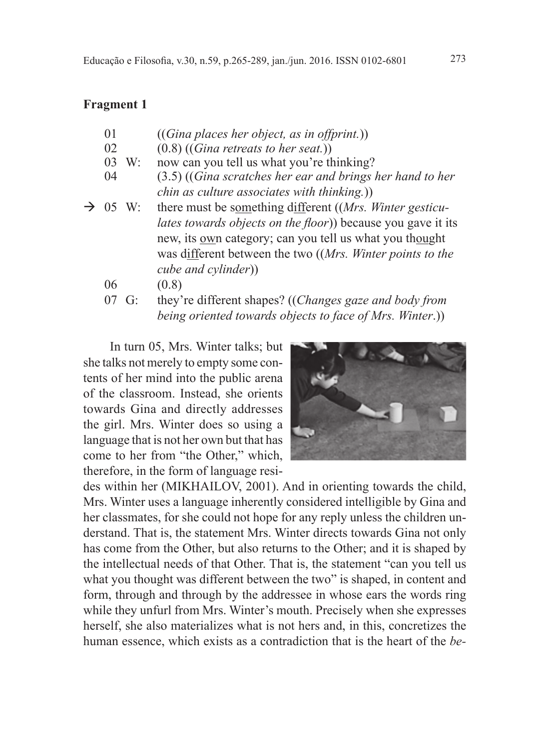**Fragment 1**

```
    01         ((Gina places her object, as in offprint.))
    02         (0.8) ((Gina retreats to her seat.))
    03  W:     now can you tell us what you're thinking?
    04         (3.5) ((Gina scratches her ear and brings her hand to her
               chin as culture associates with thinking.))
→   05  W:     there must be something different ((Mrs. Winter gesticu-
               lates towards objects on the floor)) because you gave it its
               new, its own category; can you tell us what you thought
               was different between the two ((Mrs. Winter points to the
               cube and cylinder))
    06         (0.8)
    07  G:     they're different shapes? ((Changes gaze and body from
               being oriented towards objects to face of Mrs. Winter.))
```

In turn 05, Mrs. Winter talks; but she talks not merely to empty some contents of her mind into the public arena of the classroom. Instead, she orients towards Gina and directly addresses the girl. Mrs. Winter does so using a language that is not her own but that has come to her from "the Other," which, therefore, in the form of language resides within her (MIKHAILOV, 2001). And in orienting towards the child, Mrs. Winter uses a language inherently considered intelligible by Gina and her classmates, for she could not hope for any reply unless the children understand. That is, the statement Mrs. Winter directs towards Gina not only has come from the Other, but also returns to the Other; and it is shaped by the intellectual needs of that Other. That is, the statement "can you tell us what you thought was different between the two" is shaped, in content and form, through and through by the addressee in whose ears the words ring while they unfurl from Mrs. Winter's mouth. Precisely when she expresses herself, she also materializes what is not hers and, in this, concretizes the human essence, which exists as a contradiction that is the heart of the *be-*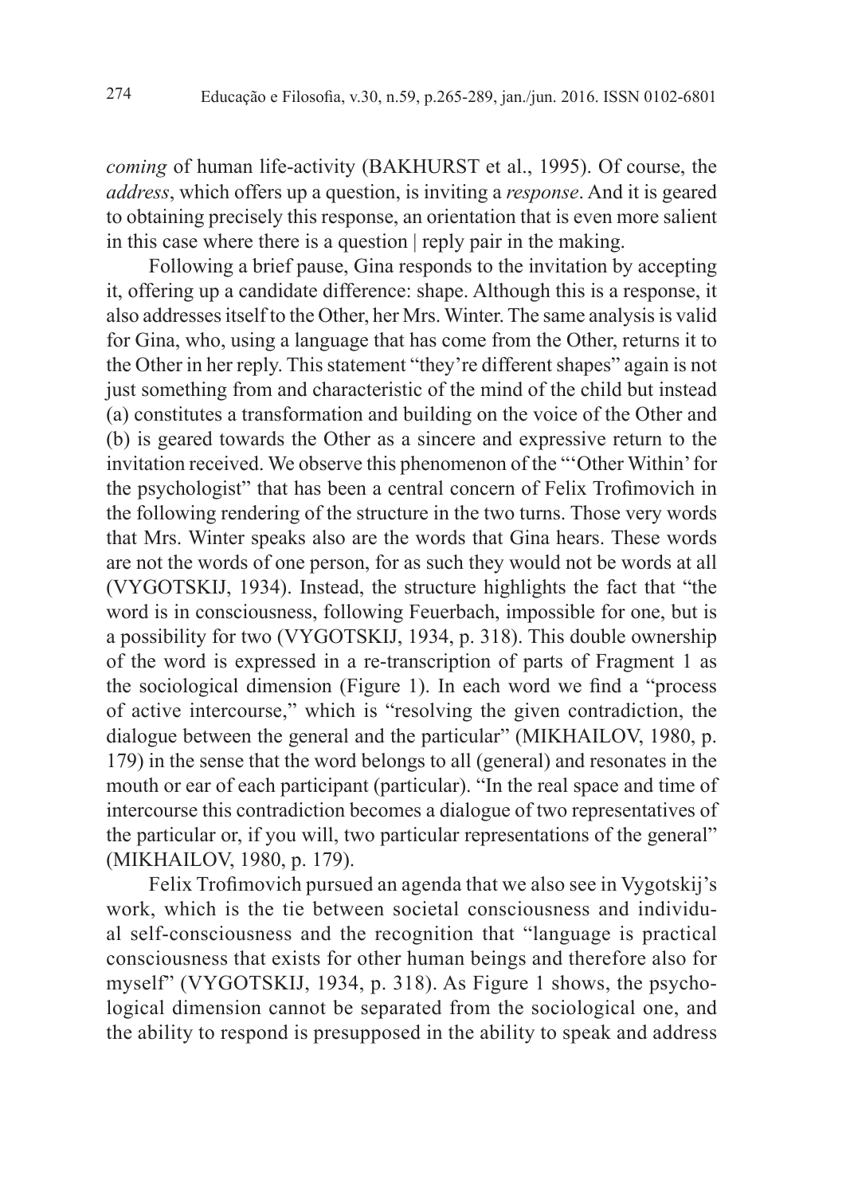*coming* of human life-activity (BAKHURST et al., 1995). Of course, the *address*, which offers up a question, is inviting a *response*. And it is geared to obtaining precisely this response, an orientation that is even more salient in this case where there is a question | reply pair in the making.

Following a brief pause, Gina responds to the invitation by accepting it, offering up a candidate difference: shape. Although this is a response, it also addresses itself to the Other, her Mrs. Winter. The same analysis is valid for Gina, who, using a language that has come from the Other, returns it to the Other in her reply. This statement "they're different shapes" again is not just something from and characteristic of the mind of the child but instead (a) constitutes a transformation and building on the voice of the Other and (b) is geared towards the Other as a sincere and expressive return to the invitation received. We observe this phenomenon of the "'Other Within' for the psychologist" that has been a central concern of Felix Trofimovich in the following rendering of the structure in the two turns. Those very words that Mrs. Winter speaks also are the words that Gina hears. These words are not the words of one person, for as such they would not be words at all (VYGOTSKIJ, 1934). Instead, the structure highlights the fact that "the word is in consciousness, following Feuerbach, impossible for one, but is a possibility for two (VYGOTSKIJ, 1934, p. 318). This double ownership of the word is expressed in a re-transcription of parts of Fragment 1 as the sociological dimension (Figure 1). In each word we find a "process of active intercourse," which is "resolving the given contradiction, the dialogue between the general and the particular" (MIKHAILOV, 1980, p. 179) in the sense that the word belongs to all (general) and resonates in the mouth or ear of each participant (particular). "In the real space and time of intercourse this contradiction becomes a dialogue of two representatives of the particular or, if you will, two particular representations of the general" (MIKHAILOV, 1980, p. 179).

Felix Trofimovich pursued an agenda that we also see in Vygotskij's work, which is the tie between societal consciousness and individual self-consciousness and the recognition that "language is practical consciousness that exists for other human beings and therefore also for myself" (VYGOTSKIJ, 1934, p. 318). As Figure 1 shows, the psychological dimension cannot be separated from the sociological one, and the ability to respond is presupposed in the ability to speak and address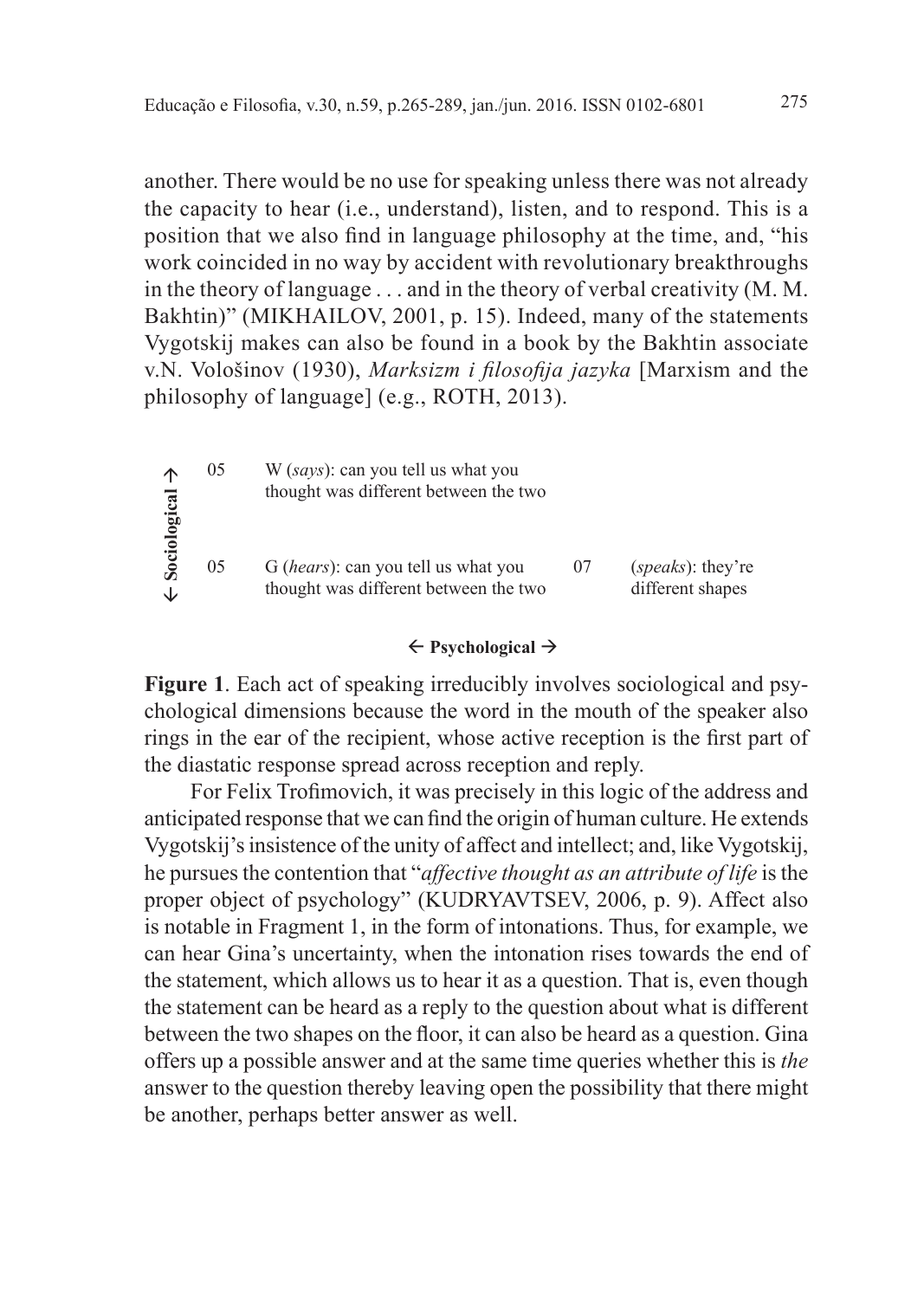another. There would be no use for speaking unless there was not already the capacity to hear (i.e., understand), listen, and to respond. This is a position that we also find in language philosophy at the time, and, "his work coincided in no way by accident with revolutionary breakthroughs in the theory of language . . . and in the theory of verbal creativity (M. M. Bakhtin)" (MIKHAILOV, 2001, p. 15). Indeed, many of the statements Vygotskij makes can also be found in a book by the Bakhtin associate v.N. Vološinov (1930), *Marksizm i filosofija jazyka* [Marxism and the philosophy of language] (e.g., ROTH, 2013).

| ← **Sociological** → | | | | |
|---|---|---|---|---|
| | 05 | W (*says*): can you tell us what you thought was different between the two | | |
| | 05 | G (*hears*): can you tell us what you thought was different between the two | 07 | (*speaks*): they're different shapes |

← **Psychological** →

**Figure 1**. Each act of speaking irreducibly involves sociological and psychological dimensions because the word in the mouth of the speaker also rings in the ear of the recipient, whose active reception is the first part of the diastatic response spread across reception and reply.

For Felix Trofimovich, it was precisely in this logic of the address and anticipated response that we can find the origin of human culture. He extends Vygotskij's insistence of the unity of affect and intellect; and, like Vygotskij, he pursues the contention that "*affective thought as an attribute of life* is the proper object of psychology" (KUDRYAVTSEV, 2006, p. 9). Affect also is notable in Fragment 1, in the form of intonations. Thus, for example, we can hear Gina's uncertainty, when the intonation rises towards the end of the statement, which allows us to hear it as a question. That is, even though the statement can be heard as a reply to the question about what is different between the two shapes on the floor, it can also be heard as a question. Gina offers up a possible answer and at the same time queries whether this is *the* answer to the question thereby leaving open the possibility that there might be another, perhaps better answer as well.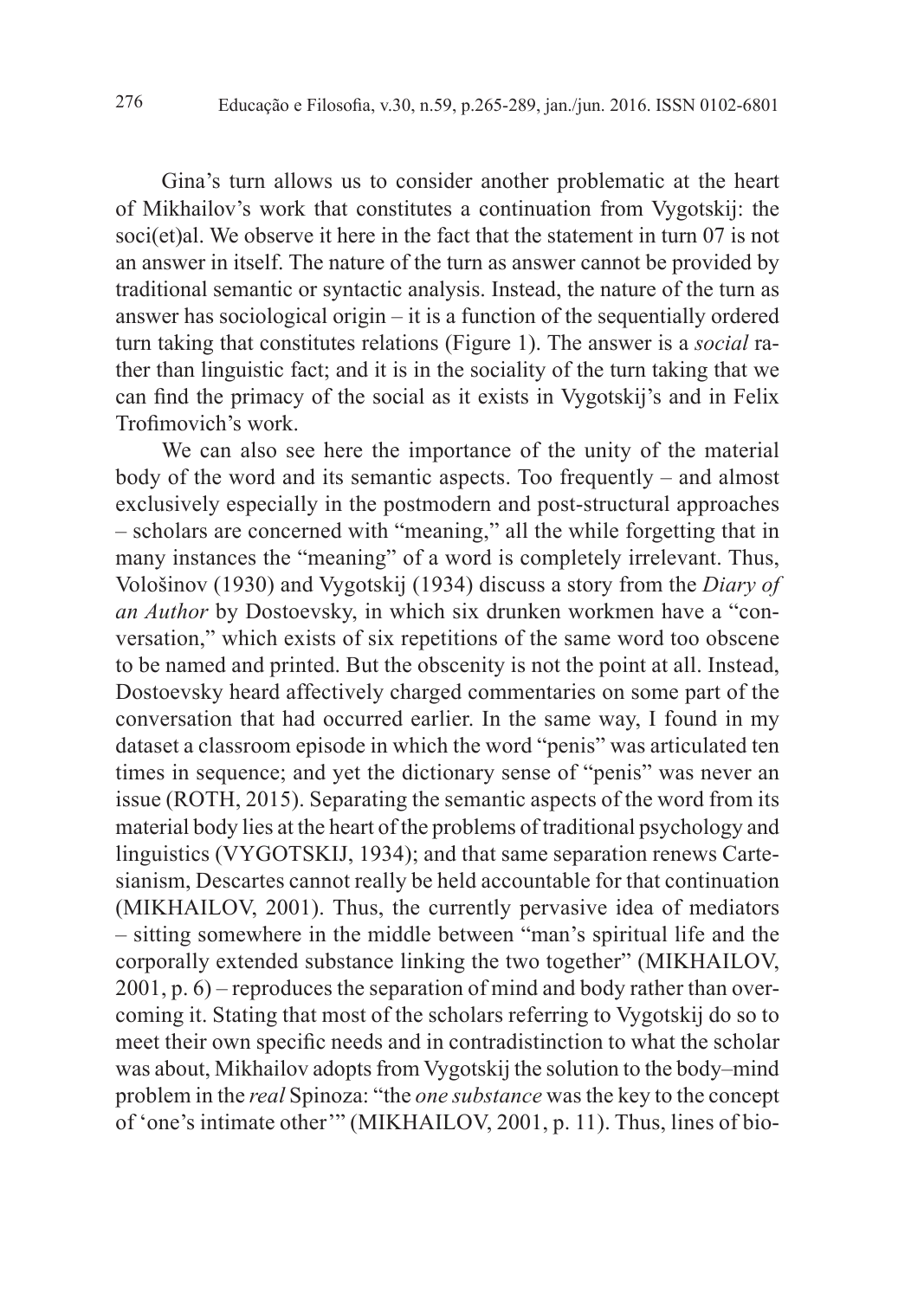Gina's turn allows us to consider another problematic at the heart of Mikhailov's work that constitutes a continuation from Vygotskij: the soci(et)al. We observe it here in the fact that the statement in turn 07 is not an answer in itself. The nature of the turn as answer cannot be provided by traditional semantic or syntactic analysis. Instead, the nature of the turn as answer has sociological origin – it is a function of the sequentially ordered turn taking that constitutes relations (Figure 1). The answer is a *social* rather than linguistic fact; and it is in the sociality of the turn taking that we can find the primacy of the social as it exists in Vygotskij's and in Felix Trofimovich's work.

We can also see here the importance of the unity of the material body of the word and its semantic aspects. Too frequently – and almost exclusively especially in the postmodern and post-structural approaches – scholars are concerned with "meaning," all the while forgetting that in many instances the "meaning" of a word is completely irrelevant. Thus, Vološinov (1930) and Vygotskij (1934) discuss a story from the *Diary of an Author* by Dostoevsky, in which six drunken workmen have a "conversation," which exists of six repetitions of the same word too obscene to be named and printed. But the obscenity is not the point at all. Instead, Dostoevsky heard affectively charged commentaries on some part of the conversation that had occurred earlier. In the same way, I found in my dataset a classroom episode in which the word "penis" was articulated ten times in sequence; and yet the dictionary sense of "penis" was never an issue (ROTH, 2015). Separating the semantic aspects of the word from its material body lies at the heart of the problems of traditional psychology and linguistics (VYGOTSKIJ, 1934); and that same separation renews Cartesianism, Descartes cannot really be held accountable for that continuation (MIKHAILOV, 2001). Thus, the currently pervasive idea of mediators – sitting somewhere in the middle between "man's spiritual life and the corporally extended substance linking the two together" (MIKHAILOV, 2001, p. 6) – reproduces the separation of mind and body rather than overcoming it. Stating that most of the scholars referring to Vygotskij do so to meet their own specific needs and in contradistinction to what the scholar was about, Mikhailov adopts from Vygotskij the solution to the body–mind problem in the *real* Spinoza: "the *one substance* was the key to the concept of 'one's intimate other'" (MIKHAILOV, 2001, p. 11). Thus, lines of bio-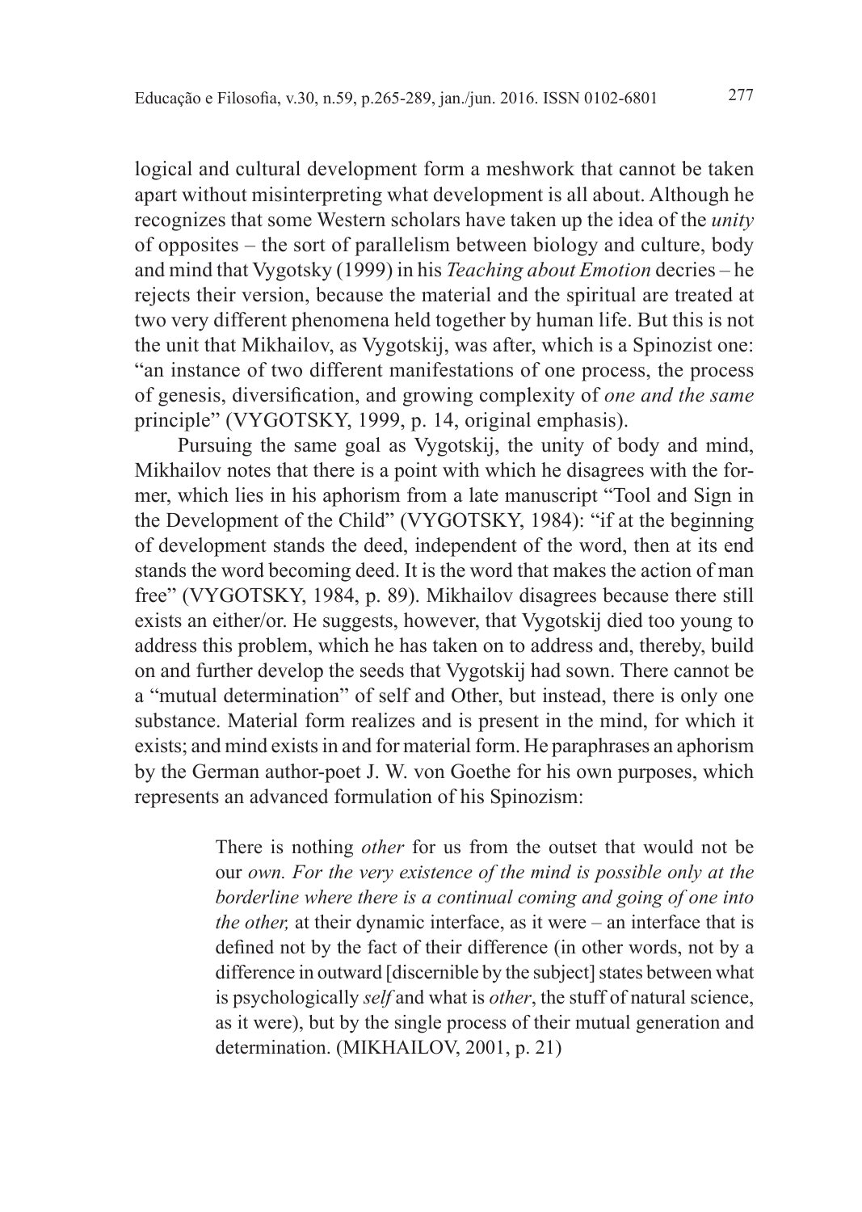logical and cultural development form a meshwork that cannot be taken apart without misinterpreting what development is all about. Although he recognizes that some Western scholars have taken up the idea of the *unity* of opposites – the sort of parallelism between biology and culture, body and mind that Vygotsky (1999) in his *Teaching about Emotion* decries – he rejects their version, because the material and the spiritual are treated at two very different phenomena held together by human life. But this is not the unit that Mikhailov, as Vygotskij, was after, which is a Spinozist one: "an instance of two different manifestations of one process, the process of genesis, diversification, and growing complexity of *one and the same* principle" (VYGOTSKY, 1999, p. 14, original emphasis).

Pursuing the same goal as Vygotskij, the unity of body and mind, Mikhailov notes that there is a point with which he disagrees with the former, which lies in his aphorism from a late manuscript "Tool and Sign in the Development of the Child" (VYGOTSKY, 1984): "if at the beginning of development stands the deed, independent of the word, then at its end stands the word becoming deed. It is the word that makes the action of man free" (VYGOTSKY, 1984, p. 89). Mikhailov disagrees because there still exists an either/or. He suggests, however, that Vygotskij died too young to address this problem, which he has taken on to address and, thereby, build on and further develop the seeds that Vygotskij had sown. There cannot be a "mutual determination" of self and Other, but instead, there is only one substance. Material form realizes and is present in the mind, for which it exists; and mind exists in and for material form. He paraphrases an aphorism by the German author-poet J. W. von Goethe for his own purposes, which represents an advanced formulation of his Spinozism:

> There is nothing *other* for us from the outset that would not be our *own. For the very existence of the mind is possible only at the borderline where there is a continual coming and going of one into the other,* at their dynamic interface, as it were – an interface that is defined not by the fact of their difference (in other words, not by a difference in outward [discernible by the subject] states between what is psychologically *self* and what is *other*, the stuff of natural science, as it were), but by the single process of their mutual generation and determination. (MIKHAILOV, 2001, p. 21)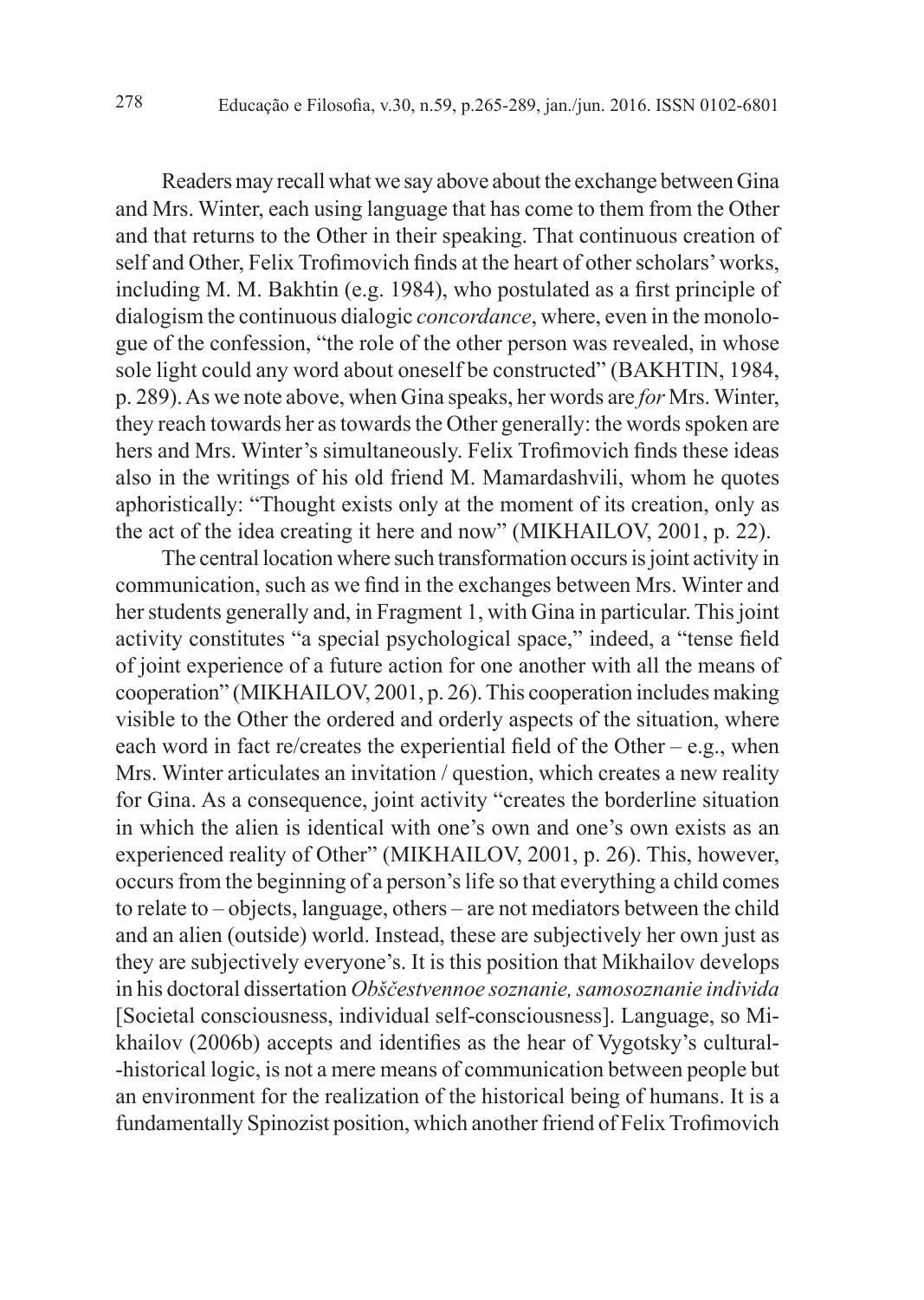Readers may recall what we say above about the exchange between Gina and Mrs. Winter, each using language that has come to them from the Other and that returns to the Other in their speaking. That continuous creation of self and Other, Felix Trofimovich finds at the heart of other scholars' works, including M. M. Bakhtin (e.g. 1984), who postulated as a first principle of dialogism the continuous dialogic *concordance*, where, even in the monologue of the confession, "the role of the other person was revealed, in whose sole light could any word about oneself be constructed" (BAKHTIN, 1984, p. 289). As we note above, when Gina speaks, her words are *for* Mrs. Winter, they reach towards her as towards the Other generally: the words spoken are hers and Mrs. Winter's simultaneously. Felix Trofimovich finds these ideas also in the writings of his old friend M. Mamardashvili, whom he quotes aphoristically: "Thought exists only at the moment of its creation, only as the act of the idea creating it here and now" (MIKHAILOV, 2001, p. 22).

The central location where such transformation occurs is joint activity in communication, such as we find in the exchanges between Mrs. Winter and her students generally and, in Fragment 1, with Gina in particular. This joint activity constitutes "a special psychological space," indeed, a "tense field of joint experience of a future action for one another with all the means of cooperation" (MIKHAILOV, 2001, p. 26). This cooperation includes making visible to the Other the ordered and orderly aspects of the situation, where each word in fact re/creates the experiential field of the Other – e.g., when Mrs. Winter articulates an invitation / question, which creates a new reality for Gina. As a consequence, joint activity "creates the borderline situation in which the alien is identical with one's own and one's own exists as an experienced reality of Other" (MIKHAILOV, 2001, p. 26). This, however, occurs from the beginning of a person's life so that everything a child comes to relate to – objects, language, others – are not mediators between the child and an alien (outside) world. Instead, these are subjectively her own just as they are subjectively everyone's. It is this position that Mikhailov develops in his doctoral dissertation *Obščestvennoe soznanie, samosoznanie individa* [Societal consciousness, individual self-consciousness]. Language, so Mikhailov (2006b) accepts and identifies as the hear of Vygotsky's cultural-historical logic, is not a mere means of communication between people but an environment for the realization of the historical being of humans. It is a fundamentally Spinozist position, which another friend of Felix Trofimovich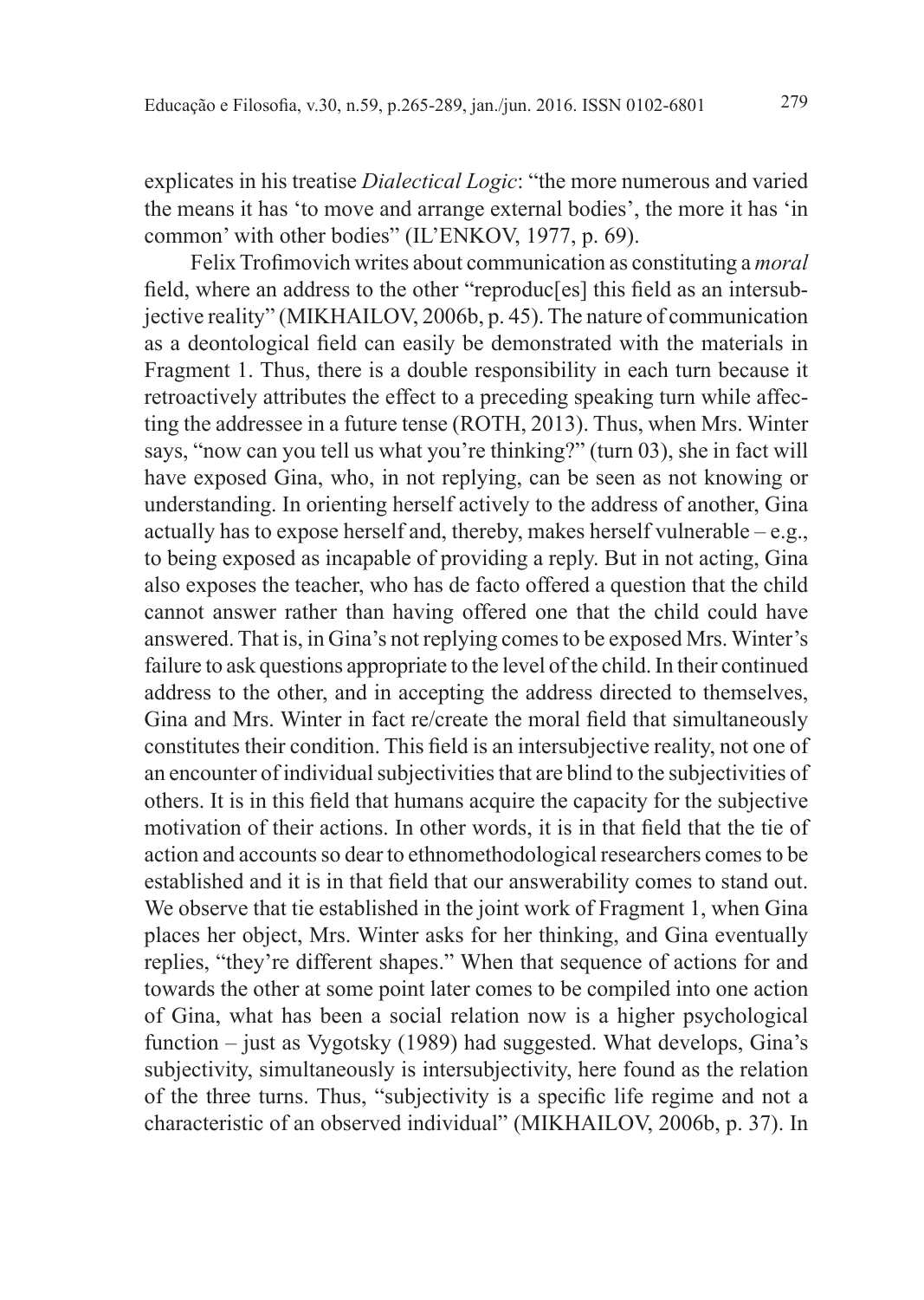explicates in his treatise *Dialectical Logic*: "the more numerous and varied the means it has 'to move and arrange external bodies', the more it has 'in common' with other bodies" (IL'ENKOV, 1977, p. 69).

Felix Trofimovich writes about communication as constituting a *moral* field, where an address to the other "reproduc[es] this field as an intersubjective reality" (MIKHAILOV, 2006b, p. 45). The nature of communication as a deontological field can easily be demonstrated with the materials in Fragment 1. Thus, there is a double responsibility in each turn because it retroactively attributes the effect to a preceding speaking turn while affecting the addressee in a future tense (ROTH, 2013). Thus, when Mrs. Winter says, "now can you tell us what you're thinking?" (turn 03), she in fact will have exposed Gina, who, in not replying, can be seen as not knowing or understanding. In orienting herself actively to the address of another, Gina actually has to expose herself and, thereby, makes herself vulnerable – e.g., to being exposed as incapable of providing a reply. But in not acting, Gina also exposes the teacher, who has de facto offered a question that the child cannot answer rather than having offered one that the child could have answered. That is, in Gina's not replying comes to be exposed Mrs. Winter's failure to ask questions appropriate to the level of the child. In their continued address to the other, and in accepting the address directed to themselves, Gina and Mrs. Winter in fact re/create the moral field that simultaneously constitutes their condition. This field is an intersubjective reality, not one of an encounter of individual subjectivities that are blind to the subjectivities of others. It is in this field that humans acquire the capacity for the subjective motivation of their actions. In other words, it is in that field that the tie of action and accounts so dear to ethnomethodological researchers comes to be established and it is in that field that our answerability comes to stand out. We observe that tie established in the joint work of Fragment 1, when Gina places her object, Mrs. Winter asks for her thinking, and Gina eventually replies, "they're different shapes." When that sequence of actions for and towards the other at some point later comes to be compiled into one action of Gina, what has been a social relation now is a higher psychological function – just as Vygotsky (1989) had suggested. What develops, Gina's subjectivity, simultaneously is intersubjectivity, here found as the relation of the three turns. Thus, "subjectivity is a specific life regime and not a characteristic of an observed individual" (MIKHAILOV, 2006b, p. 37). In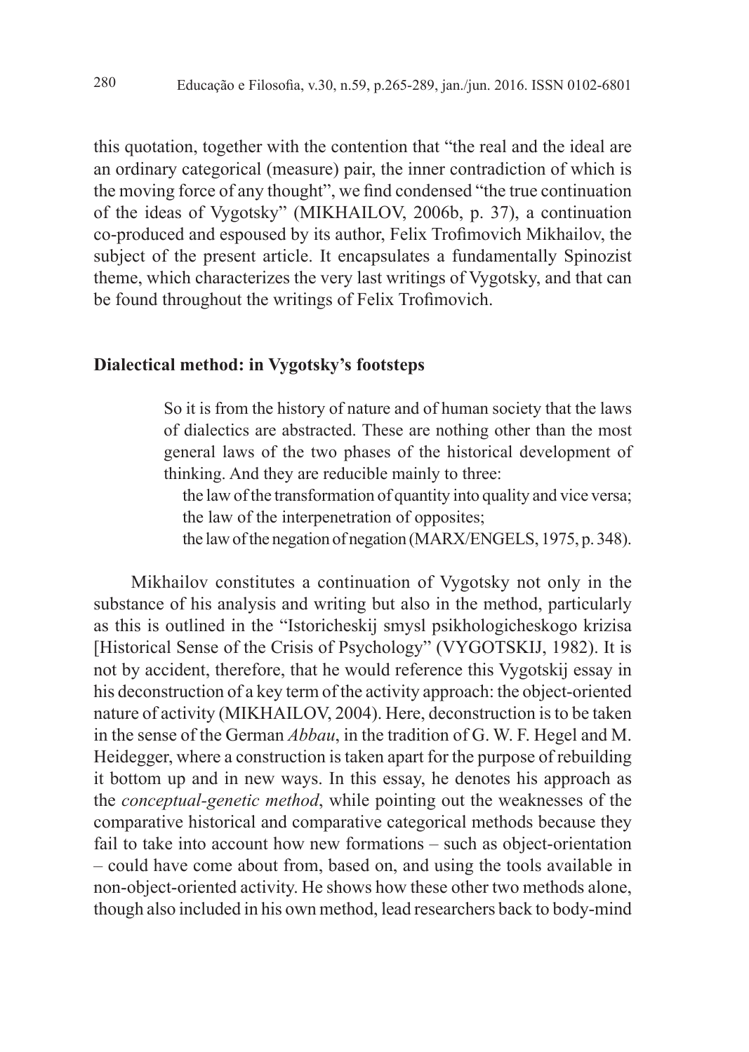this quotation, together with the contention that "the real and the ideal are an ordinary categorical (measure) pair, the inner contradiction of which is the moving force of any thought", we find condensed "the true continuation of the ideas of Vygotsky" (MIKHAILOV, 2006b, p. 37), a continuation co-produced and espoused by its author, Felix Trofimovich Mikhailov, the subject of the present article. It encapsulates a fundamentally Spinozist theme, which characterizes the very last writings of Vygotsky, and that can be found throughout the writings of Felix Trofimovich.

## Dialectical method: in Vygotsky's footsteps

> So it is from the history of nature and of human society that the laws of dialectics are abstracted. These are nothing other than the most general laws of the two phases of the historical development of thinking. And they are reducible mainly to three:
>
> the law of the transformation of quantity into quality and vice versa;
> the law of the interpenetration of opposites;
> the law of the negation of negation (MARX/ENGELS, 1975, p. 348).

Mikhailov constitutes a continuation of Vygotsky not only in the substance of his analysis and writing but also in the method, particularly as this is outlined in the "Istoricheskij smysl psikhologicheskogo krizisa [Historical Sense of the Crisis of Psychology" (VYGOTSKIJ, 1982). It is not by accident, therefore, that he would reference this Vygotskij essay in his deconstruction of a key term of the activity approach: the object-oriented nature of activity (MIKHAILOV, 2004). Here, deconstruction is to be taken in the sense of the German *Abbau*, in the tradition of G. W. F. Hegel and M. Heidegger, where a construction is taken apart for the purpose of rebuilding it bottom up and in new ways. In this essay, he denotes his approach as the *conceptual-genetic method*, while pointing out the weaknesses of the comparative historical and comparative categorical methods because they fail to take into account how new formations – such as object-orientation – could have come about from, based on, and using the tools available in non-object-oriented activity. He shows how these other two methods alone, though also included in his own method, lead researchers back to body-mind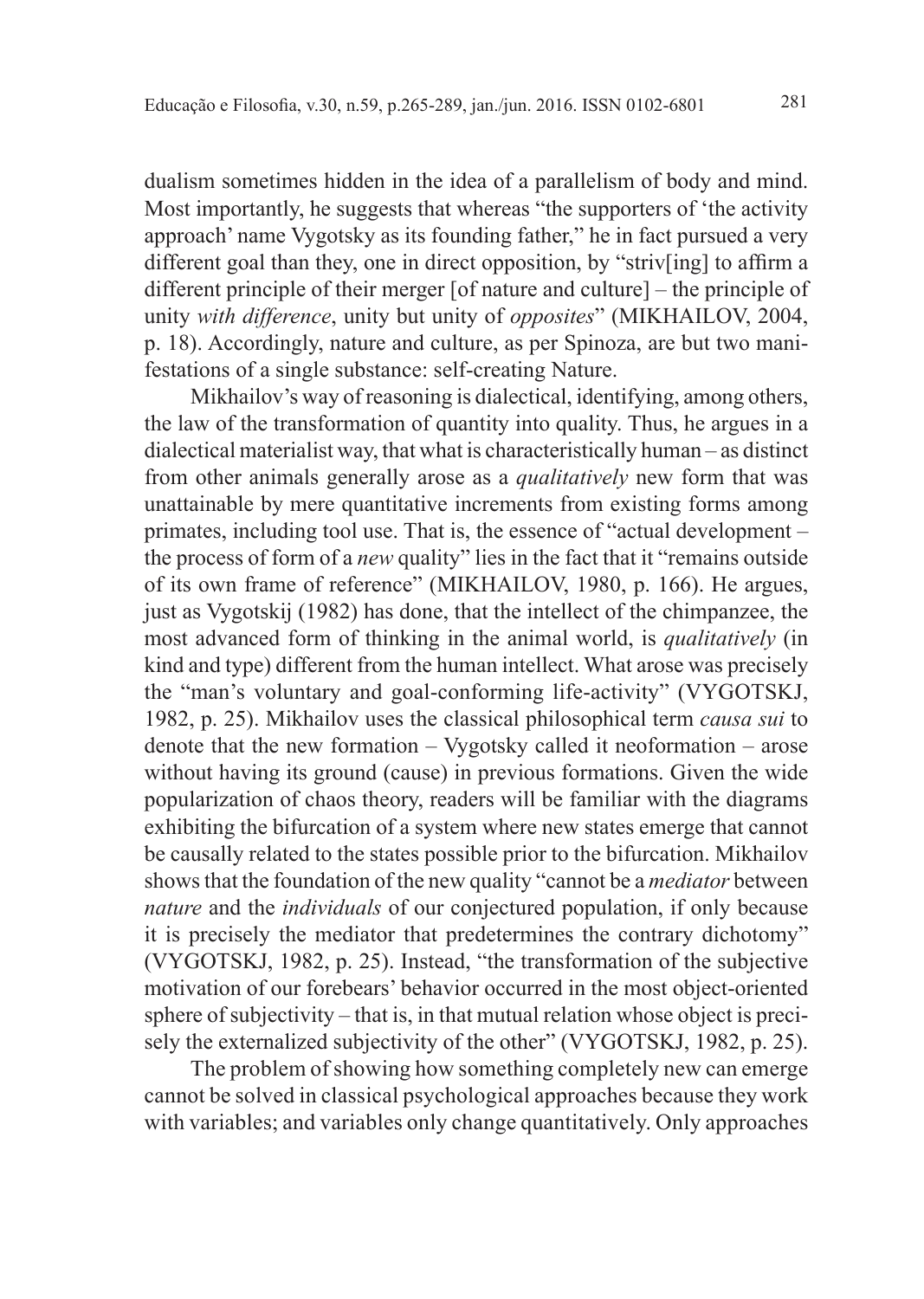dualism sometimes hidden in the idea of a parallelism of body and mind. Most importantly, he suggests that whereas "the supporters of 'the activity approach' name Vygotsky as its founding father," he in fact pursued a very different goal than they, one in direct opposition, by "striv[ing] to affirm a different principle of their merger [of nature and culture] – the principle of unity *with difference*, unity but unity of *opposites*" (MIKHAILOV, 2004, p. 18). Accordingly, nature and culture, as per Spinoza, are but two manifestations of a single substance: self-creating Nature.

Mikhailov's way of reasoning is dialectical, identifying, among others, the law of the transformation of quantity into quality. Thus, he argues in a dialectical materialist way, that what is characteristically human – as distinct from other animals generally arose as a *qualitatively* new form that was unattainable by mere quantitative increments from existing forms among primates, including tool use. That is, the essence of "actual development – the process of form of a *new* quality" lies in the fact that it "remains outside of its own frame of reference" (MIKHAILOV, 1980, p. 166). He argues, just as Vygotskij (1982) has done, that the intellect of the chimpanzee, the most advanced form of thinking in the animal world, is *qualitatively* (in kind and type) different from the human intellect. What arose was precisely the "man's voluntary and goal-conforming life-activity" (VYGOTSKJ, 1982, p. 25). Mikhailov uses the classical philosophical term *causa sui* to denote that the new formation – Vygotsky called it neoformation – arose without having its ground (cause) in previous formations. Given the wide popularization of chaos theory, readers will be familiar with the diagrams exhibiting the bifurcation of a system where new states emerge that cannot be causally related to the states possible prior to the bifurcation. Mikhailov shows that the foundation of the new quality "cannot be a *mediator* between *nature* and the *individuals* of our conjectured population, if only because it is precisely the mediator that predetermines the contrary dichotomy" (VYGOTSKJ, 1982, p. 25). Instead, "the transformation of the subjective motivation of our forebears' behavior occurred in the most object-oriented sphere of subjectivity – that is, in that mutual relation whose object is precisely the externalized subjectivity of the other" (VYGOTSKJ, 1982, p. 25).

The problem of showing how something completely new can emerge cannot be solved in classical psychological approaches because they work with variables; and variables only change quantitatively. Only approaches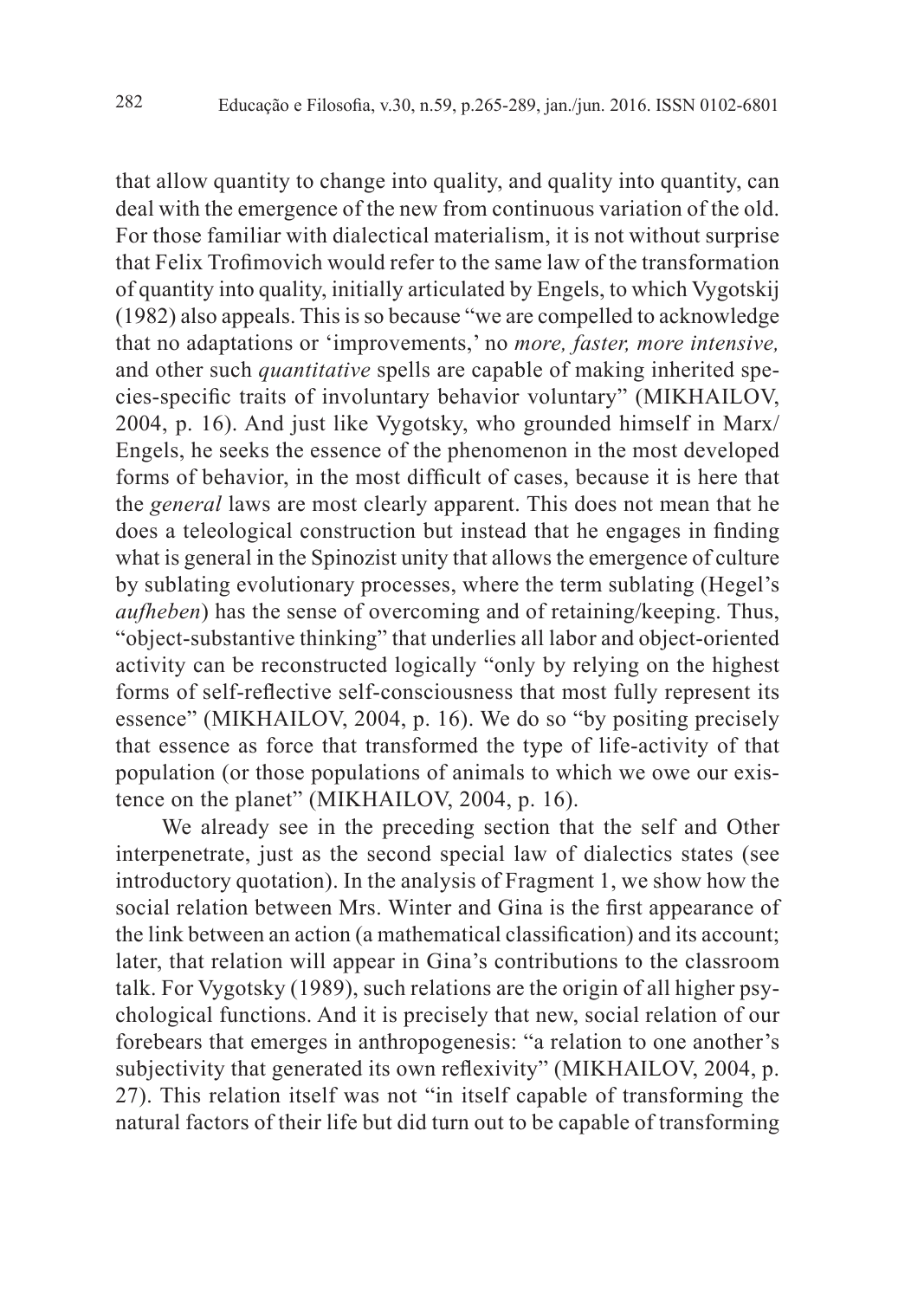that allow quantity to change into quality, and quality into quantity, can deal with the emergence of the new from continuous variation of the old. For those familiar with dialectical materialism, it is not without surprise that Felix Trofimovich would refer to the same law of the transformation of quantity into quality, initially articulated by Engels, to which Vygotskij (1982) also appeals. This is so because "we are compelled to acknowledge that no adaptations or 'improvements,' no *more, faster, more intensive,* and other such *quantitative* spells are capable of making inherited species-specific traits of involuntary behavior voluntary" (MIKHAILOV, 2004, p. 16). And just like Vygotsky, who grounded himself in Marx/Engels, he seeks the essence of the phenomenon in the most developed forms of behavior, in the most difficult of cases, because it is here that the *general* laws are most clearly apparent. This does not mean that he does a teleological construction but instead that he engages in finding what is general in the Spinozist unity that allows the emergence of culture by sublating evolutionary processes, where the term sublating (Hegel's *aufheben*) has the sense of overcoming and of retaining/keeping. Thus, "object-substantive thinking" that underlies all labor and object-oriented activity can be reconstructed logically "only by relying on the highest forms of self-reflective self-consciousness that most fully represent its essence" (MIKHAILOV, 2004, p. 16). We do so "by positing precisely that essence as force that transformed the type of life-activity of that population (or those populations of animals to which we owe our existence on the planet" (MIKHAILOV, 2004, p. 16).

We already see in the preceding section that the self and Other interpenetrate, just as the second special law of dialectics states (see introductory quotation). In the analysis of Fragment 1, we show how the social relation between Mrs. Winter and Gina is the first appearance of the link between an action (a mathematical classification) and its account; later, that relation will appear in Gina's contributions to the classroom talk. For Vygotsky (1989), such relations are the origin of all higher psychological functions. And it is precisely that new, social relation of our forebears that emerges in anthropogenesis: "a relation to one another's subjectivity that generated its own reflexivity" (MIKHAILOV, 2004, p. 27). This relation itself was not "in itself capable of transforming the natural factors of their life but did turn out to be capable of transforming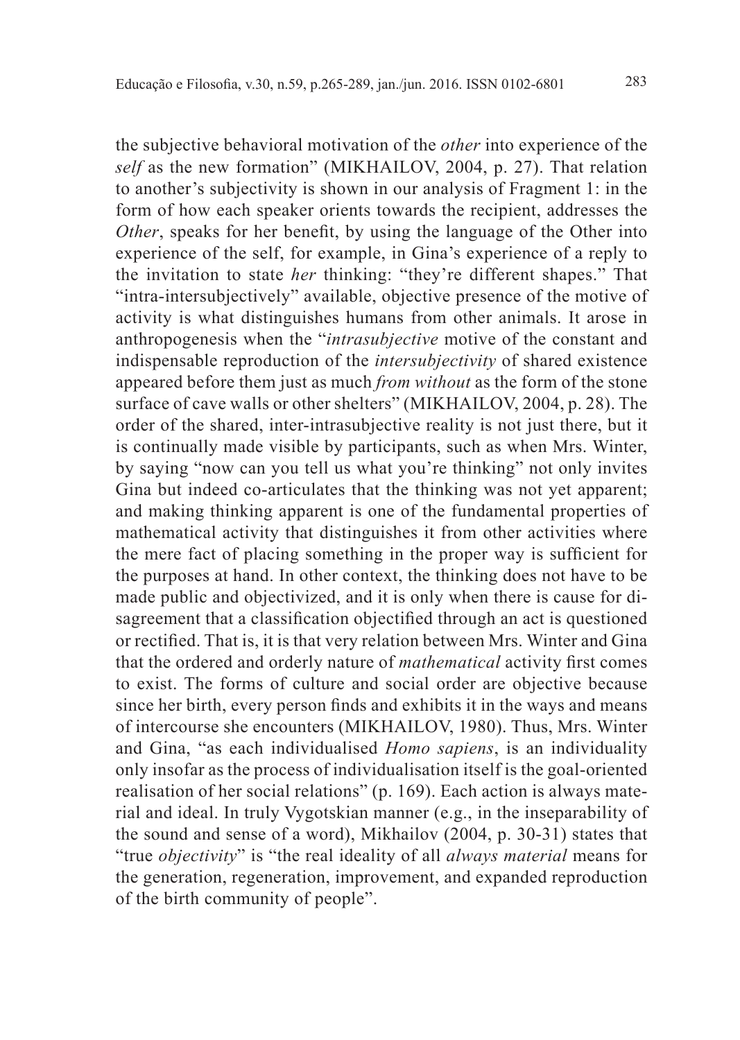the subjective behavioral motivation of the *other* into experience of the *self* as the new formation" (MIKHAILOV, 2004, p. 27). That relation to another's subjectivity is shown in our analysis of Fragment 1: in the form of how each speaker orients towards the recipient, addresses the *Other*, speaks for her benefit, by using the language of the Other into experience of the self, for example, in Gina's experience of a reply to the invitation to state *her* thinking: "they're different shapes." That "intra-intersubjectively" available, objective presence of the motive of activity is what distinguishes humans from other animals. It arose in anthropogenesis when the "*intrasubjective* motive of the constant and indispensable reproduction of the *intersubjectivity* of shared existence appeared before them just as much *from without* as the form of the stone surface of cave walls or other shelters" (MIKHAILOV, 2004, p. 28). The order of the shared, inter-intrasubjective reality is not just there, but it is continually made visible by participants, such as when Mrs. Winter, by saying "now can you tell us what you're thinking" not only invites Gina but indeed co-articulates that the thinking was not yet apparent; and making thinking apparent is one of the fundamental properties of mathematical activity that distinguishes it from other activities where the mere fact of placing something in the proper way is sufficient for the purposes at hand. In other context, the thinking does not have to be made public and objectivized, and it is only when there is cause for disagreement that a classification objectified through an act is questioned or rectified. That is, it is that very relation between Mrs. Winter and Gina that the ordered and orderly nature of *mathematical* activity first comes to exist. The forms of culture and social order are objective because since her birth, every person finds and exhibits it in the ways and means of intercourse she encounters (MIKHAILOV, 1980). Thus, Mrs. Winter and Gina, "as each individualised *Homo sapiens*, is an individuality only insofar as the process of individualisation itself is the goal-oriented realisation of her social relations" (p. 169). Each action is always material and ideal. In truly Vygotskian manner (e.g., in the inseparability of the sound and sense of a word), Mikhailov (2004, p. 30-31) states that "true *objectivity*" is "the real ideality of all *always material* means for the generation, regeneration, improvement, and expanded reproduction of the birth community of people".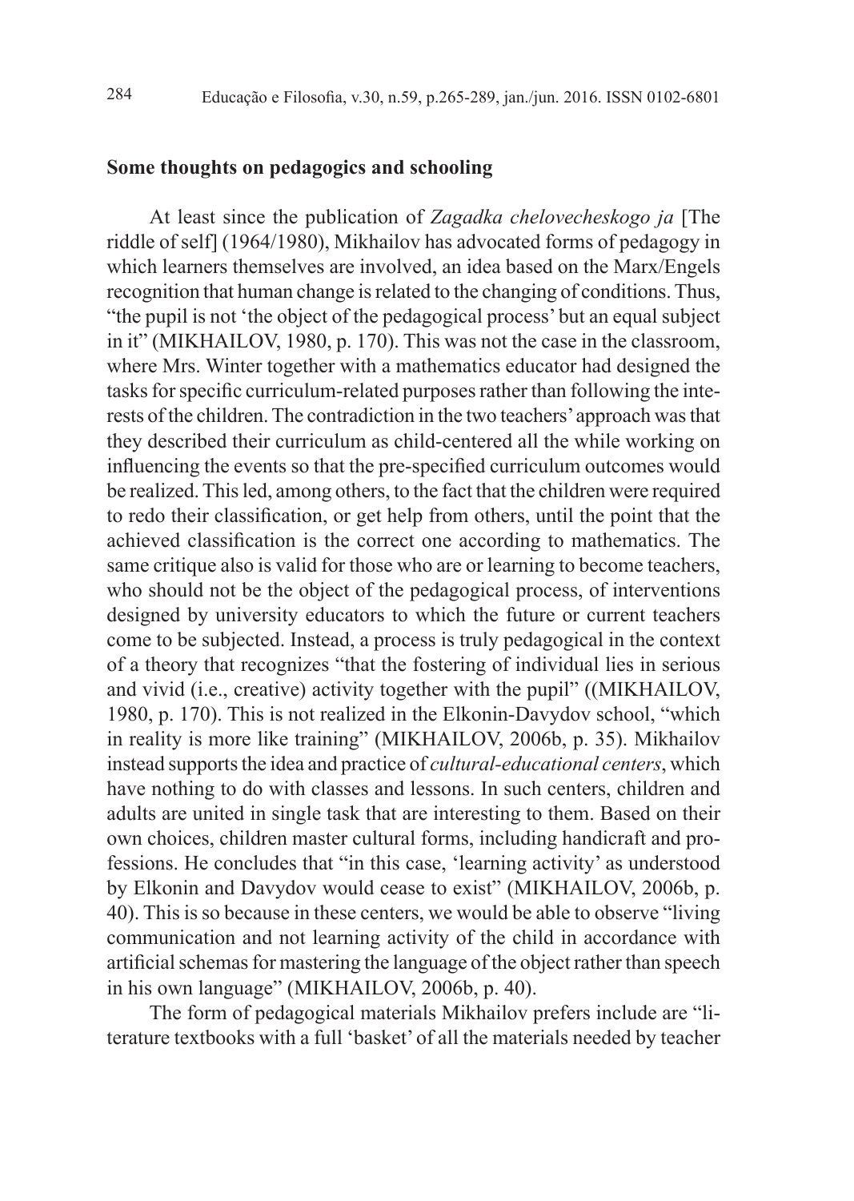## Some thoughts on pedagogics and schooling

At least since the publication of *Zagadka chelovecheskogo ja* [The riddle of self] (1964/1980), Mikhailov has advocated forms of pedagogy in which learners themselves are involved, an idea based on the Marx/Engels recognition that human change is related to the changing of conditions. Thus, "the pupil is not 'the object of the pedagogical process' but an equal subject in it" (MIKHAILOV, 1980, p. 170). This was not the case in the classroom, where Mrs. Winter together with a mathematics educator had designed the tasks for specific curriculum-related purposes rather than following the interests of the children. The contradiction in the two teachers' approach was that they described their curriculum as child-centered all the while working on influencing the events so that the pre-specified curriculum outcomes would be realized. This led, among others, to the fact that the children were required to redo their classification, or get help from others, until the point that the achieved classification is the correct one according to mathematics. The same critique also is valid for those who are or learning to become teachers, who should not be the object of the pedagogical process, of interventions designed by university educators to which the future or current teachers come to be subjected. Instead, a process is truly pedagogical in the context of a theory that recognizes "that the fostering of individual lies in serious and vivid (i.e., creative) activity together with the pupil" ((MIKHAILOV, 1980, p. 170). This is not realized in the Elkonin-Davydov school, "which in reality is more like training" (MIKHAILOV, 2006b, p. 35). Mikhailov instead supports the idea and practice of *cultural-educational centers*, which have nothing to do with classes and lessons. In such centers, children and adults are united in single task that are interesting to them. Based on their own choices, children master cultural forms, including handicraft and professions. He concludes that "in this case, 'learning activity' as understood by Elkonin and Davydov would cease to exist" (MIKHAILOV, 2006b, p. 40). This is so because in these centers, we would be able to observe "living communication and not learning activity of the child in accordance with artificial schemas for mastering the language of the object rather than speech in his own language" (MIKHAILOV, 2006b, p. 40).

The form of pedagogical materials Mikhailov prefers include are "literature textbooks with a full 'basket' of all the materials needed by teacher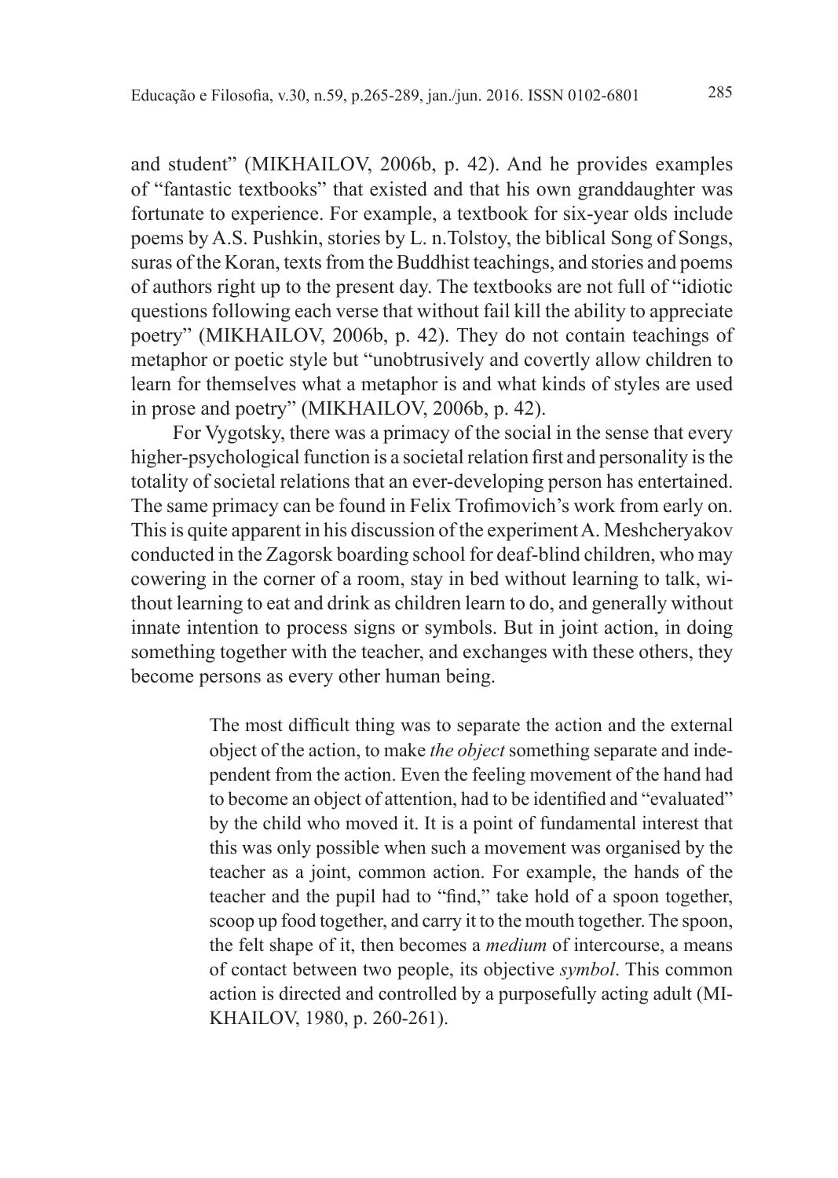and student" (MIKHAILOV, 2006b, p. 42). And he provides examples of "fantastic textbooks" that existed and that his own granddaughter was fortunate to experience. For example, a textbook for six-year olds include poems by A.S. Pushkin, stories by L. n.Tolstoy, the biblical Song of Songs, suras of the Koran, texts from the Buddhist teachings, and stories and poems of authors right up to the present day. The textbooks are not full of "idiotic questions following each verse that without fail kill the ability to appreciate poetry" (MIKHAILOV, 2006b, p. 42). They do not contain teachings of metaphor or poetic style but "unobtrusively and covertly allow children to learn for themselves what a metaphor is and what kinds of styles are used in prose and poetry" (MIKHAILOV, 2006b, p. 42).

For Vygotsky, there was a primacy of the social in the sense that every higher-psychological function is a societal relation first and personality is the totality of societal relations that an ever-developing person has entertained. The same primacy can be found in Felix Trofimovich's work from early on. This is quite apparent in his discussion of the experiment A. Meshcheryakov conducted in the Zagorsk boarding school for deaf-blind children, who may cowering in the corner of a room, stay in bed without learning to talk, without learning to eat and drink as children learn to do, and generally without innate intention to process signs or symbols. But in joint action, in doing something together with the teacher, and exchanges with these others, they become persons as every other human being.

> The most difficult thing was to separate the action and the external object of the action, to make *the object* something separate and independent from the action. Even the feeling movement of the hand had to become an object of attention, had to be identified and "evaluated" by the child who moved it. It is a point of fundamental interest that this was only possible when such a movement was organised by the teacher as a joint, common action. For example, the hands of the teacher and the pupil had to "find," take hold of a spoon together, scoop up food together, and carry it to the mouth together. The spoon, the felt shape of it, then becomes a *medium* of intercourse, a means of contact between two people, its objective *symbol*. This common action is directed and controlled by a purposefully acting adult (MIKHAILOV, 1980, p. 260-261).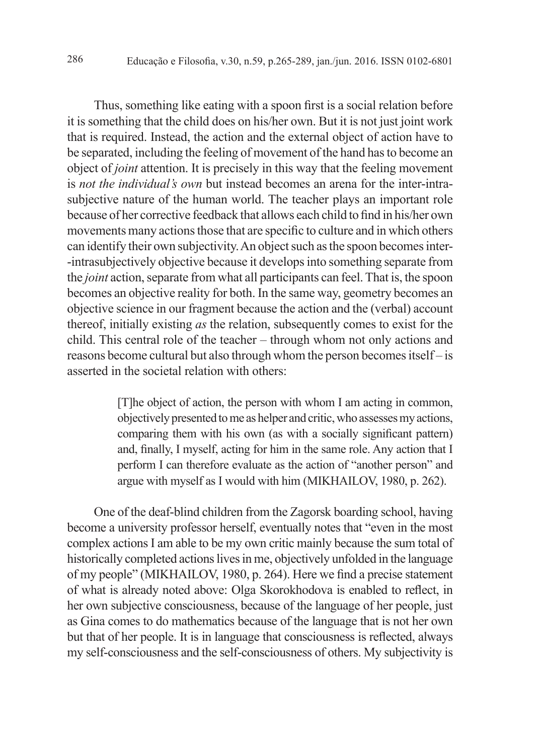Thus, something like eating with a spoon first is a social relation before it is something that the child does on his/her own. But it is not just joint work that is required. Instead, the action and the external object of action have to be separated, including the feeling of movement of the hand has to become an object of *joint* attention. It is precisely in this way that the feeling movement is *not the individual's own* but instead becomes an arena for the inter-intra-subjective nature of the human world. The teacher plays an important role because of her corrective feedback that allows each child to find in his/her own movements many actions those that are specific to culture and in which others can identify their own subjectivity. An object such as the spoon becomes inter--intrasubjectively objective because it develops into something separate from the *joint* action, separate from what all participants can feel. That is, the spoon becomes an objective reality for both. In the same way, geometry becomes an objective science in our fragment because the action and the (verbal) account thereof, initially existing *as* the relation, subsequently comes to exist for the child. This central role of the teacher – through whom not only actions and reasons become cultural but also through whom the person becomes itself – is asserted in the societal relation with others:

> [T]he object of action, the person with whom I am acting in common, objectively presented to me as helper and critic, who assesses my actions, comparing them with his own (as with a socially significant pattern) and, finally, I myself, acting for him in the same role. Any action that I perform I can therefore evaluate as the action of "another person" and argue with myself as I would with him (MIKHAILOV, 1980, p. 262).

One of the deaf-blind children from the Zagorsk boarding school, having become a university professor herself, eventually notes that "even in the most complex actions I am able to be my own critic mainly because the sum total of historically completed actions lives in me, objectively unfolded in the language of my people" (MIKHAILOV, 1980, p. 264). Here we find a precise statement of what is already noted above: Olga Skorokhodova is enabled to reflect, in her own subjective consciousness, because of the language of her people, just as Gina comes to do mathematics because of the language that is not her own but that of her people. It is in language that consciousness is reflected, always my self-consciousness and the self-consciousness of others. My subjectivity is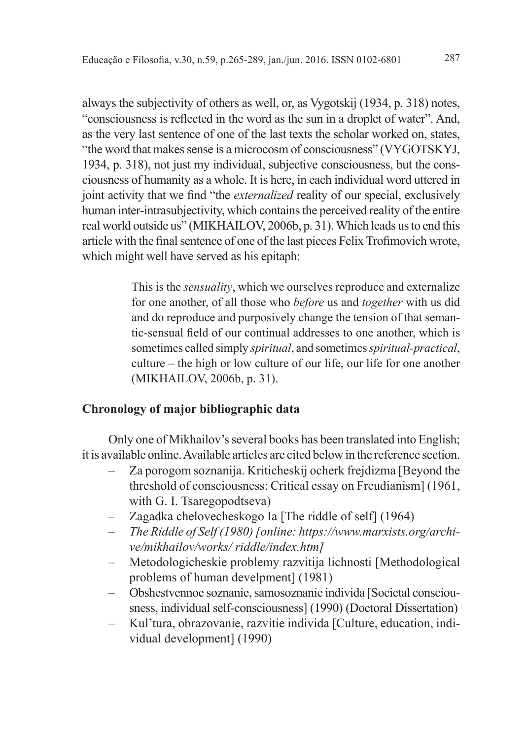always the subjectivity of others as well, or, as Vygotskij (1934, p. 318) notes, "consciousness is reflected in the word as the sun in a droplet of water". And, as the very last sentence of one of the last texts the scholar worked on, states, "the word that makes sense is a microcosm of consciousness" (VYGOTSKYJ, 1934, p. 318), not just my individual, subjective consciousness, but the consciousness of humanity as a whole. It is here, in each individual word uttered in joint activity that we find "the *externalized* reality of our special, exclusively human inter-intrasubjectivity, which contains the perceived reality of the entire real world outside us" (MIKHAILOV, 2006b, p. 31). Which leads us to end this article with the final sentence of one of the last pieces Felix Trofimovich wrote, which might well have served as his epitaph:

> This is the *sensuality*, which we ourselves reproduce and externalize for one another, of all those who *before* us and *together* with us did and do reproduce and purposively change the tension of that semantic-sensual field of our continual addresses to one another, which is sometimes called simply *spiritual*, and sometimes *spiritual-practical*, culture – the high or low culture of our life, our life for one another (MIKHAILOV, 2006b, p. 31).

## Chronology of major bibliographic data

Only one of Mikhailov's several books has been translated into English; it is available online. Available articles are cited below in the reference section.

- Za porogom soznanija. Kriticheskij ocherk frejdizma [Beyond the threshold of consciousness: Critical essay on Freudianism] (1961, with G. I. Tsaregopodtseva)
- Zagadka chelovecheskogo Ia [The riddle of self] (1964)
- *The Riddle of Self (1980) [online: https://www.marxists.org/archive/mikhailov/works/ riddle/index.htm]*
- Metodologicheskie problemy razvitija lichnosti [Methodological problems of human develpment] (1981)
- Obshestvennoe soznanie, samosoznanie individa [Societal consciousness, individual self-consciousness] (1990) (Doctoral Dissertation)
- Kul'tura, obrazovanie, razvitie individa [Culture, education, individual development] (1990)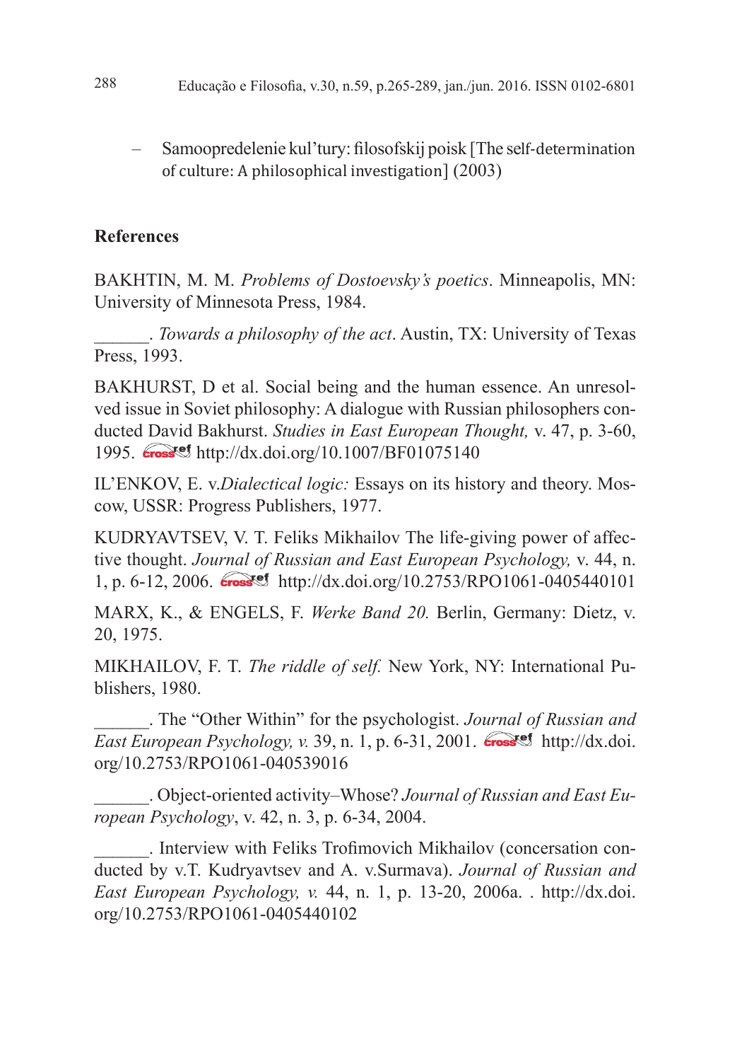– Samoopredelenie kul'tury: filosofskij poisk [The self-determination of culture: A philosophical investigation] (2003)

## References

BAKHTIN, M. M. *Problems of Dostoevsky's poetics*. Minneapolis, MN: University of Minnesota Press, 1984.

______. *Towards a philosophy of the act*. Austin, TX: University of Texas Press, 1993.

BAKHURST, D et al. Social being and the human essence. An unresolved issue in Soviet philosophy: A dialogue with Russian philosophers conducted David Bakhurst. *Studies in East European Thought,* v. 47, p. 3-60, 1995. http://dx.doi.org/10.1007/BF01075140

IL'ENKOV, E. v.*Dialectical logic:* Essays on its history and theory. Moscow, USSR: Progress Publishers, 1977.

KUDRYAVTSEV, V. T. Feliks Mikhailov The life-giving power of affective thought. *Journal of Russian and East European Psychology,* v. 44, n. 1, p. 6-12, 2006. http://dx.doi.org/10.2753/RPO1061-0405440101

MARX, K., & ENGELS, F. *Werke Band 20.* Berlin, Germany: Dietz, v. 20, 1975.

MIKHAILOV, F. T. *The riddle of self.* New York, NY: International Publishers, 1980.

______. The "Other Within" for the psychologist. *Journal of Russian and East European Psychology, v.* 39, n. 1, p. 6-31, 2001. http://dx.doi.org/10.2753/RPO1061-040539016

______. Object-oriented activity–Whose? *Journal of Russian and East European Psychology*, v. 42, n. 3, p. 6-34, 2004.

______. Interview with Feliks Trofimovich Mikhailov (concersation conducted by v.T. Kudryavtsev and A. v.Surmava). *Journal of Russian and East European Psychology, v.* 44, n. 1, p. 13-20, 2006a. . http://dx.doi.org/10.2753/RPO1061-0405440102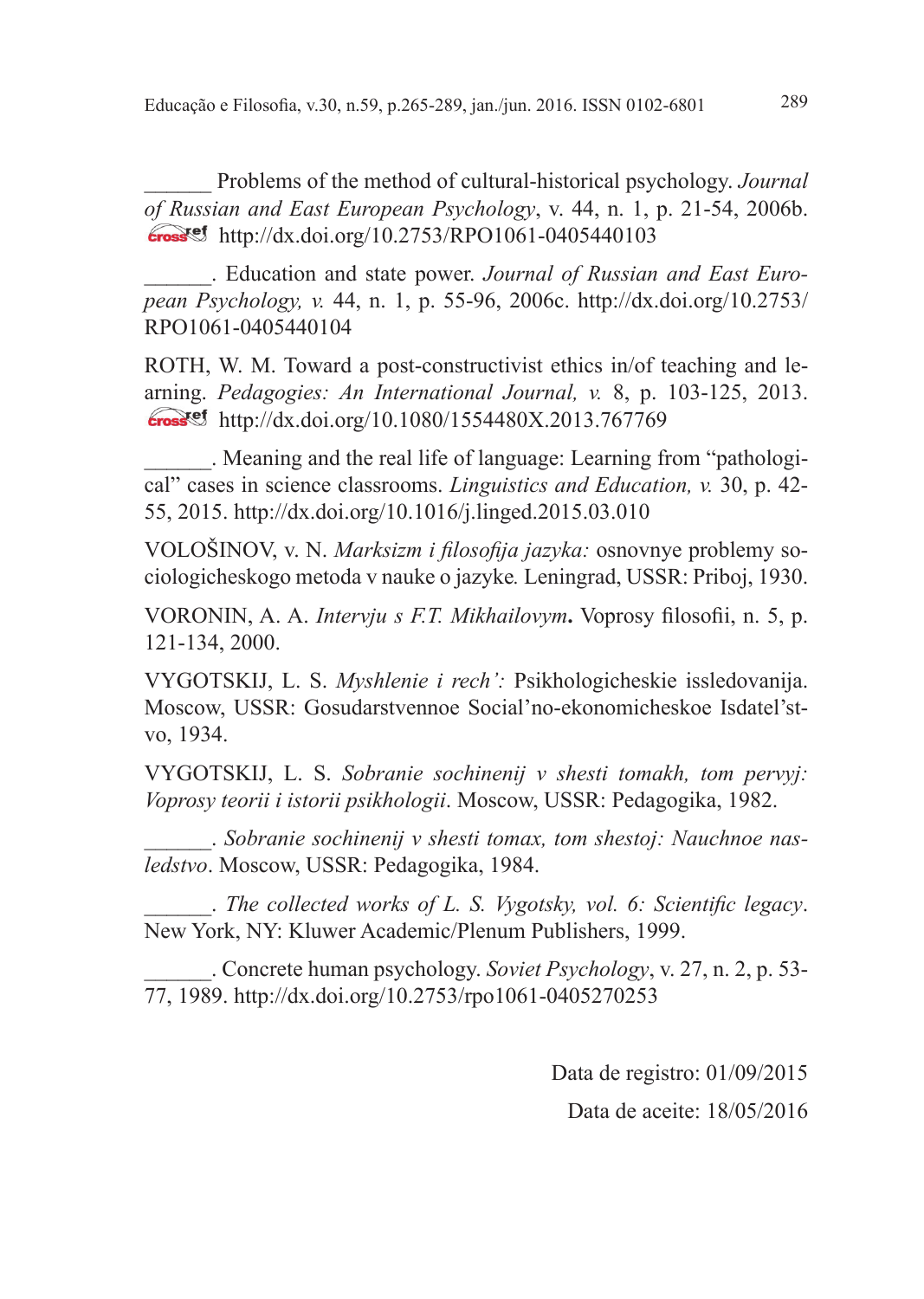______ Problems of the method of cultural-historical psychology. *Journal of Russian and East European Psychology*, v. 44, n. 1, p. 21-54, 2006b. http://dx.doi.org/10.2753/RPO1061-0405440103

______. Education and state power. *Journal of Russian and East European Psychology, v.* 44, n. 1, p. 55-96, 2006c. http://dx.doi.org/10.2753/RPO1061-0405440104

ROTH, W. M. Toward a post-constructivist ethics in/of teaching and learning. *Pedagogies: An International Journal, v.* 8, p. 103-125, 2013. http://dx.doi.org/10.1080/1554480X.2013.767769

______. Meaning and the real life of language: Learning from "pathological" cases in science classrooms. *Linguistics and Education, v.* 30, p. 42-55, 2015. http://dx.doi.org/10.1016/j.linged.2015.03.010

VOLOŠINOV, v. N. *Marksizm i filosofija jazyka:* osnovnye problemy sociologicheskogo metoda v nauke o jazyke*.* Leningrad, USSR: Priboj, 1930.

VORONIN, A. A. *Intervju s F.T. Mikhailovym***.** Voprosy filosofii, n. 5, p. 121-134, 2000.

VYGOTSKIJ, L. S. *Myshlenie i rech':* Psikhologicheskie issledovanija. Moscow, USSR: Gosudarstvennoe Social'no-ekonomicheskoe Isdatel'stvo, 1934.

VYGOTSKIJ, L. S. *Sobranie sochinenij v shesti tomakh, tom pervyj: Voprosy teorii i istorii psikhologii*. Moscow, USSR: Pedagogika, 1982.

______. *Sobranie sochinenij v shesti tomax, tom shestoj: Nauchnoe nasledstvo*. Moscow, USSR: Pedagogika, 1984.

______. *The collected works of L. S. Vygotsky, vol. 6: Scientific legacy*. New York, NY: Kluwer Academic/Plenum Publishers, 1999.

______. Concrete human psychology. *Soviet Psychology*, v. 27, n. 2, p. 53-77, 1989. http://dx.doi.org/10.2753/rpo1061-0405270253

Data de registro: 01/09/2015

Data de aceite: 18/05/2016